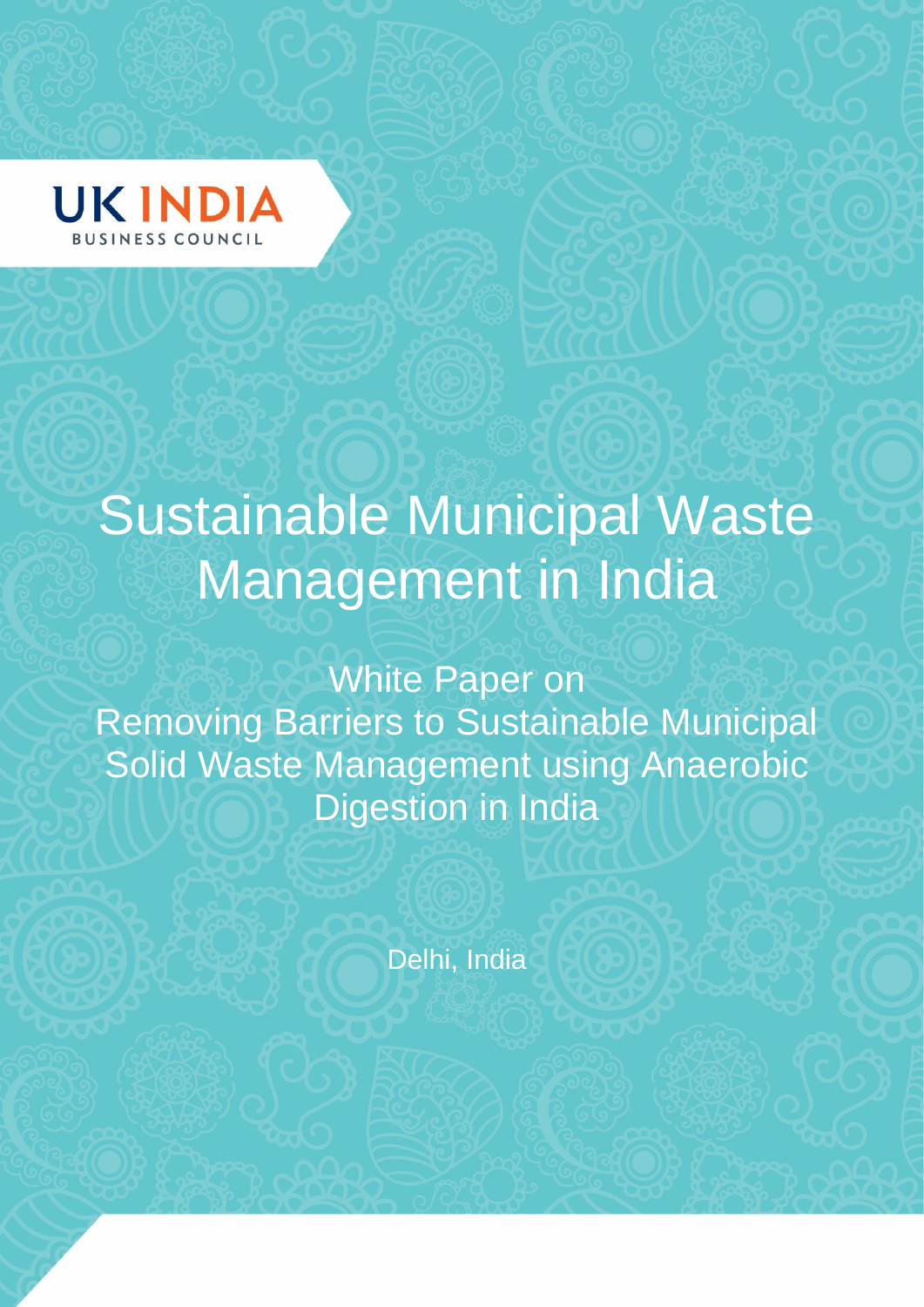UK INDIA
BUSINESS COUNCIL

# Sustainable Municipal Waste Management in India

## White Paper on Removing Barriers to Sustainable Municipal Solid Waste Management using Anaerobic Digestion in India

Delhi, India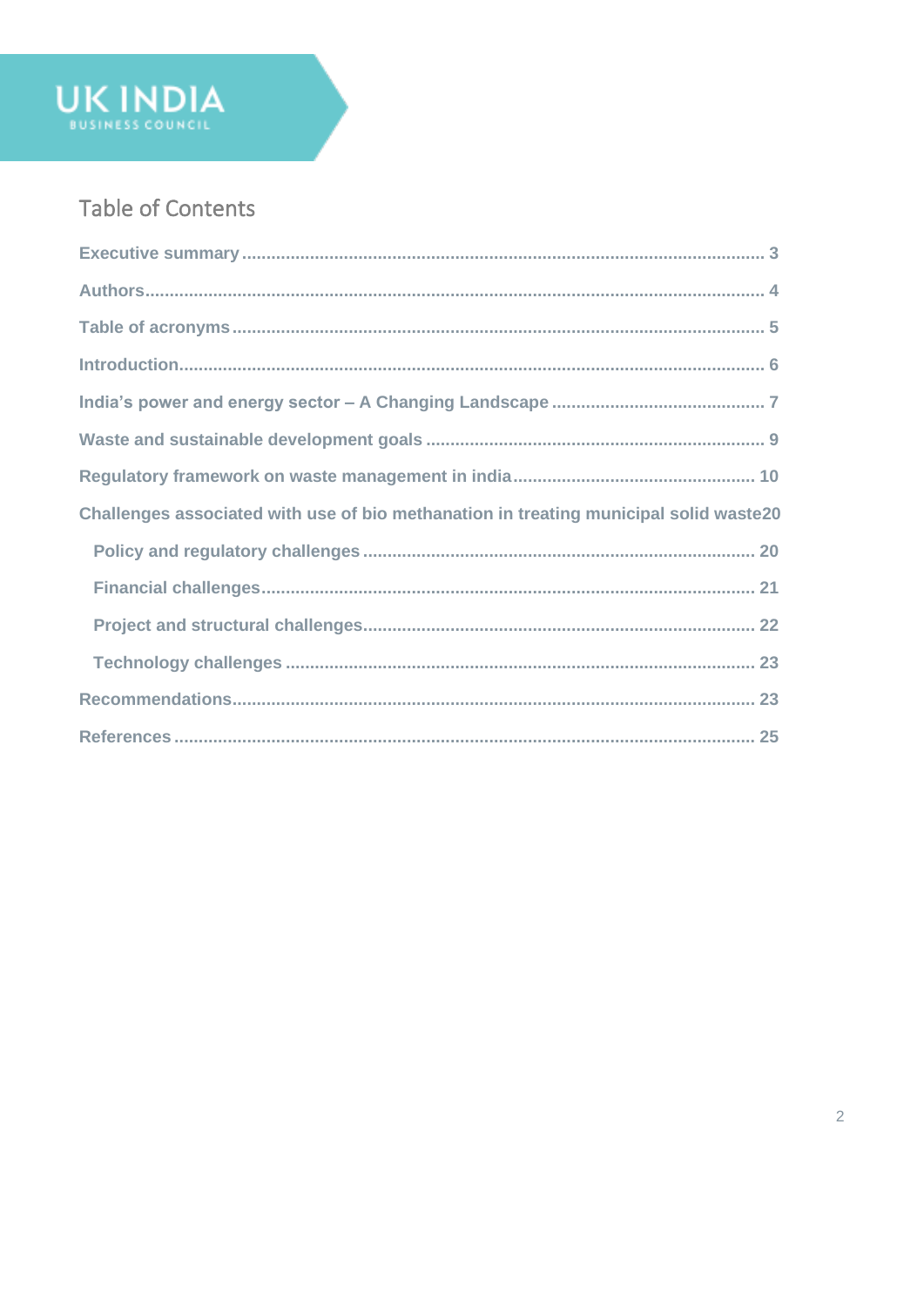UK INDIA
BUSINESS COUNCIL

# Table of Contents

- Executive summary ........ 3
- Authors ........ 4
- Table of acronyms ........ 5
- Introduction ........ 6
- India's power and energy sector – A Changing Landscape ........ 7
- Waste and sustainable development goals ........ 9
- Regulatory framework on waste management in india ........ 10
- Challenges associated with use of bio methanation in treating municipal solid waste ........ 20
  - Policy and regulatory challenges ........ 20
  - Financial challenges ........ 21
  - Project and structural challenges ........ 22
  - Technology challenges ........ 23
- Recommendations ........ 23
- References ........ 25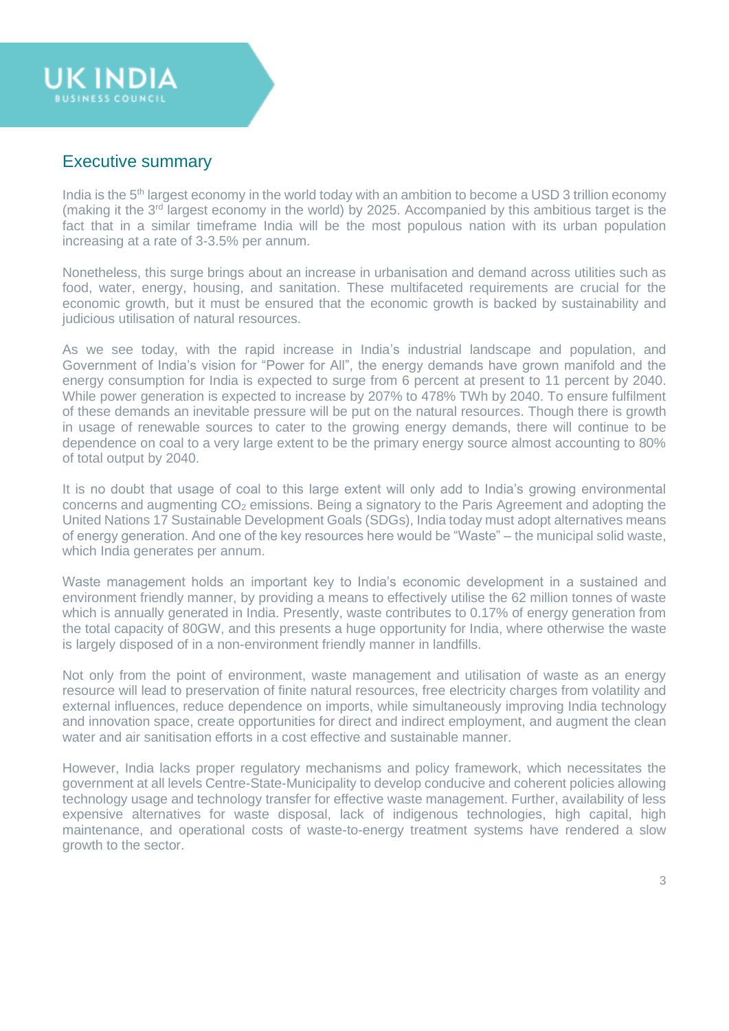## Executive summary

India is the 5th largest economy in the world today with an ambition to become a USD 3 trillion economy (making it the 3rd largest economy in the world) by 2025. Accompanied by this ambitious target is the fact that in a similar timeframe India will be the most populous nation with its urban population increasing at a rate of 3-3.5% per annum.

Nonetheless, this surge brings about an increase in urbanisation and demand across utilities such as food, water, energy, housing, and sanitation. These multifaceted requirements are crucial for the economic growth, but it must be ensured that the economic growth is backed by sustainability and judicious utilisation of natural resources.

As we see today, with the rapid increase in India's industrial landscape and population, and Government of India's vision for "Power for All", the energy demands have grown manifold and the energy consumption for India is expected to surge from 6 percent at present to 11 percent by 2040. While power generation is expected to increase by 207% to 478% TWh by 2040. To ensure fulfilment of these demands an inevitable pressure will be put on the natural resources. Though there is growth in usage of renewable sources to cater to the growing energy demands, there will continue to be dependence on coal to a very large extent to be the primary energy source almost accounting to 80% of total output by 2040.

It is no doubt that usage of coal to this large extent will only add to India's growing environmental concerns and augmenting $CO_2$ emissions. Being a signatory to the Paris Agreement and adopting the United Nations 17 Sustainable Development Goals (SDGs), India today must adopt alternatives means of energy generation. And one of the key resources here would be "Waste" – the municipal solid waste, which India generates per annum.

Waste management holds an important key to India's economic development in a sustained and environment friendly manner, by providing a means to effectively utilise the 62 million tonnes of waste which is annually generated in India. Presently, waste contributes to 0.17% of energy generation from the total capacity of 80GW, and this presents a huge opportunity for India, where otherwise the waste is largely disposed of in a non-environment friendly manner in landfills.

Not only from the point of environment, waste management and utilisation of waste as an energy resource will lead to preservation of finite natural resources, free electricity charges from volatility and external influences, reduce dependence on imports, while simultaneously improving India technology and innovation space, create opportunities for direct and indirect employment, and augment the clean water and air sanitisation efforts in a cost effective and sustainable manner.

However, India lacks proper regulatory mechanisms and policy framework, which necessitates the government at all levels Centre-State-Municipality to develop conducive and coherent policies allowing technology usage and technology transfer for effective waste management. Further, availability of less expensive alternatives for waste disposal, lack of indigenous technologies, high capital, high maintenance, and operational costs of waste-to-energy treatment systems have rendered a slow growth to the sector.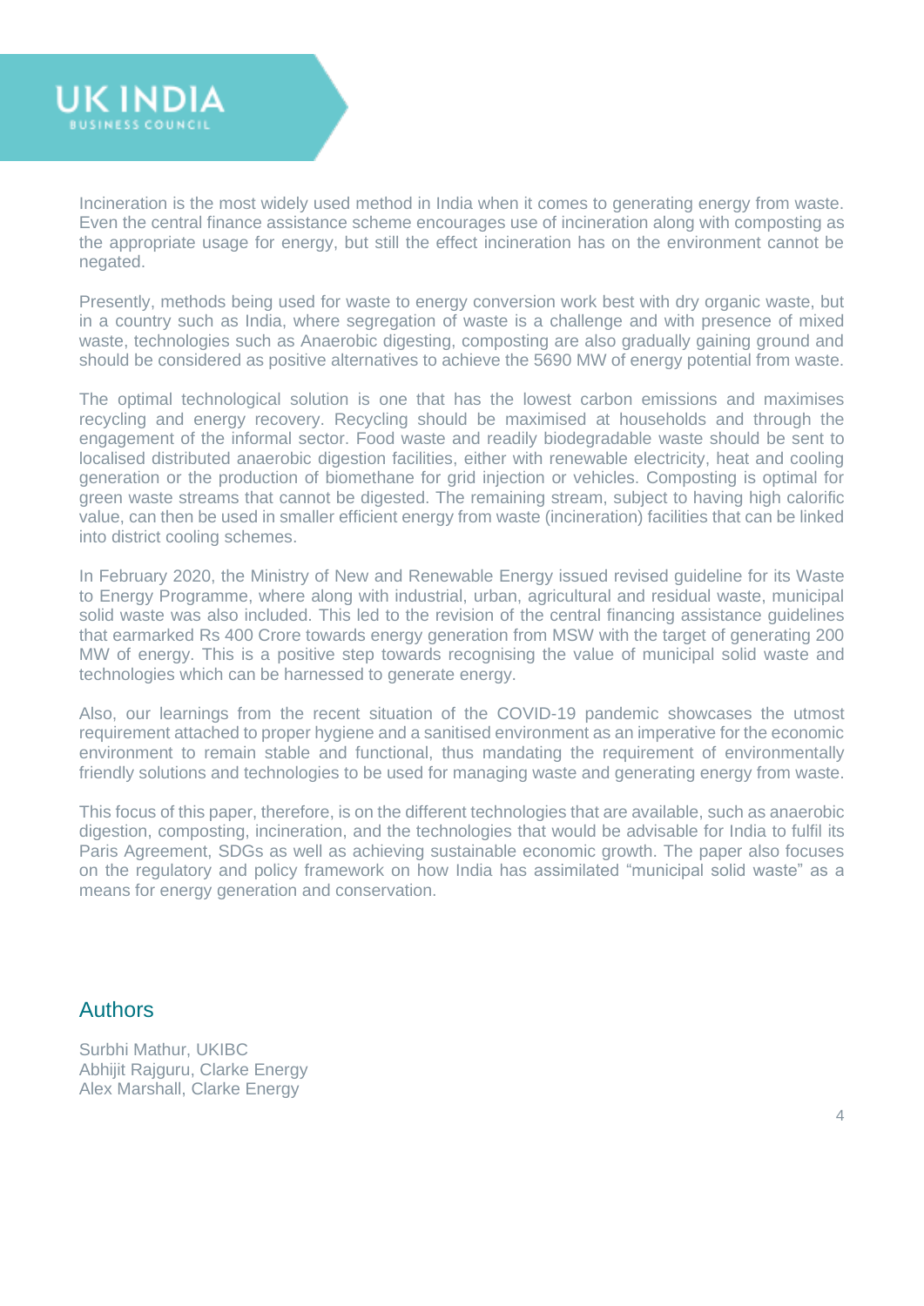Incineration is the most widely used method in India when it comes to generating energy from waste. Even the central finance assistance scheme encourages use of incineration along with composting as the appropriate usage for energy, but still the effect incineration has on the environment cannot be negated.

Presently, methods being used for waste to energy conversion work best with dry organic waste, but in a country such as India, where segregation of waste is a challenge and with presence of mixed waste, technologies such as Anaerobic digesting, composting are also gradually gaining ground and should be considered as positive alternatives to achieve the 5690 MW of energy potential from waste.

The optimal technological solution is one that has the lowest carbon emissions and maximises recycling and energy recovery. Recycling should be maximised at households and through the engagement of the informal sector. Food waste and readily biodegradable waste should be sent to localised distributed anaerobic digestion facilities, either with renewable electricity, heat and cooling generation or the production of biomethane for grid injection or vehicles. Composting is optimal for green waste streams that cannot be digested. The remaining stream, subject to having high calorific value, can then be used in smaller efficient energy from waste (incineration) facilities that can be linked into district cooling schemes.

In February 2020, the Ministry of New and Renewable Energy issued revised guideline for its Waste to Energy Programme, where along with industrial, urban, agricultural and residual waste, municipal solid waste was also included. This led to the revision of the central financing assistance guidelines that earmarked Rs 400 Crore towards energy generation from MSW with the target of generating 200 MW of energy. This is a positive step towards recognising the value of municipal solid waste and technologies which can be harnessed to generate energy.

Also, our learnings from the recent situation of the COVID-19 pandemic showcases the utmost requirement attached to proper hygiene and a sanitised environment as an imperative for the economic environment to remain stable and functional, thus mandating the requirement of environmentally friendly solutions and technologies to be used for managing waste and generating energy from waste.

This focus of this paper, therefore, is on the different technologies that are available, such as anaerobic digestion, composting, incineration, and the technologies that would be advisable for India to fulfil its Paris Agreement, SDGs as well as achieving sustainable economic growth. The paper also focuses on the regulatory and policy framework on how India has assimilated "municipal solid waste" as a means for energy generation and conservation.

## Authors

Surbhi Mathur, UKIBC
Abhijit Rajguru, Clarke Energy
Alex Marshall, Clarke Energy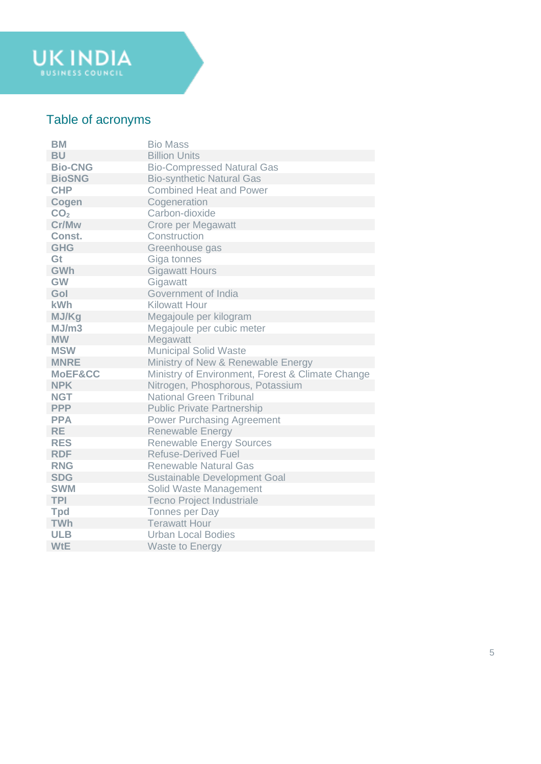## Table of acronyms

| | |
|---|---|
| **BM** | Bio Mass |
| **BU** | Billion Units |
| **Bio-CNG** | Bio-Compressed Natural Gas |
| **BioSNG** | Bio-synthetic Natural Gas |
| **CHP** | Combined Heat and Power |
| **Cogen** | Cogeneration |
| **$CO_2$** | Carbon-dioxide |
| **Cr/Mw** | Crore per Megawatt |
| **Const.** | Construction |
| **GHG** | Greenhouse gas |
| **Gt** | Giga tonnes |
| **GWh** | Gigawatt Hours |
| **GW** | Gigawatt |
| **GoI** | Government of India |
| **kWh** | Kilowatt Hour |
| **MJ/Kg** | Megajoule per kilogram |
| **MJ/m3** | Megajoule per cubic meter |
| **MW** | Megawatt |
| **MSW** | Municipal Solid Waste |
| **MNRE** | Ministry of New & Renewable Energy |
| **MoEF&CC** | Ministry of Environment, Forest & Climate Change |
| **NPK** | Nitrogen, Phosphorous, Potassium |
| **NGT** | National Green Tribunal |
| **PPP** | Public Private Partnership |
| **PPA** | Power Purchasing Agreement |
| **RE** | Renewable Energy |
| **RES** | Renewable Energy Sources |
| **RDF** | Refuse-Derived Fuel |
| **RNG** | Renewable Natural Gas |
| **SDG** | Sustainable Development Goal |
| **SWM** | Solid Waste Management |
| **TPI** | Tecno Project Industriale |
| **Tpd** | Tonnes per Day |
| **TWh** | Terawatt Hour |
| **ULB** | Urban Local Bodies |
| **WtE** | Waste to Energy |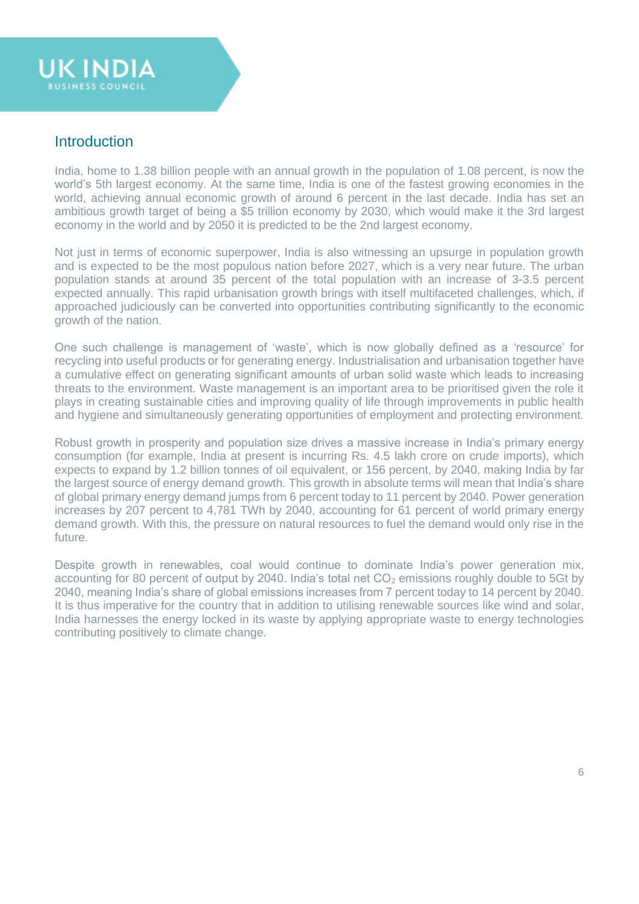## Introduction

India, home to 1.38 billion people with an annual growth in the population of 1.08 percent, is now the world's 5th largest economy. At the same time, India is one of the fastest growing economies in the world, achieving annual economic growth of around 6 percent in the last decade. India has set an ambitious growth target of being a $5 trillion economy by 2030, which would make it the 3rd largest economy in the world and by 2050 it is predicted to be the 2nd largest economy.

Not just in terms of economic superpower, India is also witnessing an upsurge in population growth and is expected to be the most populous nation before 2027, which is a very near future. The urban population stands at around 35 percent of the total population with an increase of 3-3.5 percent expected annually. This rapid urbanisation growth brings with itself multifaceted challenges, which, if approached judiciously can be converted into opportunities contributing significantly to the economic growth of the nation.

One such challenge is management of 'waste', which is now globally defined as a 'resource' for recycling into useful products or for generating energy. Industrialisation and urbanisation together have a cumulative effect on generating significant amounts of urban solid waste which leads to increasing threats to the environment. Waste management is an important area to be prioritised given the role it plays in creating sustainable cities and improving quality of life through improvements in public health and hygiene and simultaneously generating opportunities of employment and protecting environment.

Robust growth in prosperity and population size drives a massive increase in India's primary energy consumption (for example, India at present is incurring Rs. 4.5 lakh crore on crude imports), which expects to expand by 1.2 billion tonnes of oil equivalent, or 156 percent, by 2040, making India by far the largest source of energy demand growth. This growth in absolute terms will mean that India's share of global primary energy demand jumps from 6 percent today to 11 percent by 2040. Power generation increases by 207 percent to 4,781 TWh by 2040, accounting for 61 percent of world primary energy demand growth. With this, the pressure on natural resources to fuel the demand would only rise in the future.

Despite growth in renewables, coal would continue to dominate India's power generation mix, accounting for 80 percent of output by 2040. India's total net $CO_2$ emissions roughly double to 5Gt by 2040, meaning India's share of global emissions increases from 7 percent today to 14 percent by 2040. It is thus imperative for the country that in addition to utilising renewable sources like wind and solar, India harnesses the energy locked in its waste by applying appropriate waste to energy technologies contributing positively to climate change.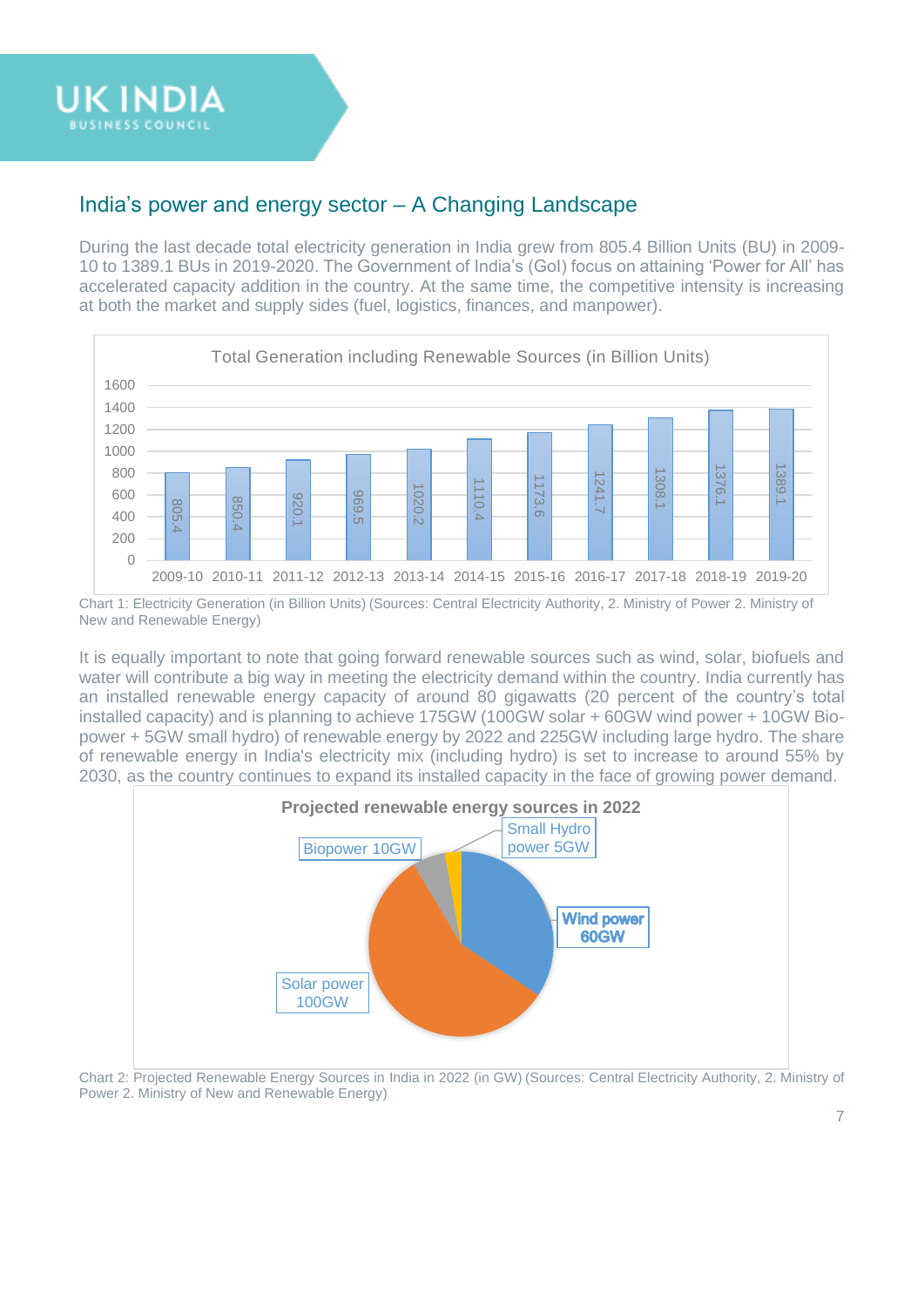## India's power and energy sector – A Changing Landscape

During the last decade total electricity generation in India grew from 805.4 Billion Units (BU) in 2009-10 to 1389.1 BUs in 2019-2020. The Government of India's (GoI) focus on attaining 'Power for All' has accelerated capacity addition in the country. At the same time, the competitive intensity is increasing at both the market and supply sides (fuel, logistics, finances, and manpower).

**Total Generation including Renewable Sources (in Billion Units)**

| Year | Generation (BU) |
|---|---|
| 2009-10 | 805.4 |
| 2010-11 | 850.4 |
| 2011-12 | 920.1 |
| 2012-13 | 969.5 |
| 2013-14 | 1020.2 |
| 2014-15 | 1110.4 |
| 2015-16 | 1173.6 |
| 2016-17 | 1241.7 |
| 2017-18 | 1308.1 |
| 2018-19 | 1376.1 |
| 2019-20 | 1389.1 |

Chart 1: Electricity Generation (in Billion Units) (Sources: Central Electricity Authority, 2. Ministry of Power 2. Ministry of New and Renewable Energy)

It is equally important to note that going forward renewable sources such as wind, solar, biofuels and water will contribute a big way in meeting the electricity demand within the country. India currently has an installed renewable energy capacity of around 80 gigawatts (20 percent of the country's total installed capacity) and is planning to achieve 175GW (100GW solar + 60GW wind power + 10GW Bio-power + 5GW small hydro) of renewable energy by 2022 and 225GW including large hydro. The share of renewable energy in India's electricity mix (including hydro) is set to increase to around 55% by 2030, as the country continues to expand its installed capacity in the face of growing power demand.

**Projected renewable energy sources in 2022**

| Source | Capacity |
|---|---|
| Solar power | 100GW |
| Wind power | 60GW |
| Biopower | 10GW |
| Small Hydro power | 5GW |

Chart 2: Projected Renewable Energy Sources in India in 2022 (in GW) (Sources: Central Electricity Authority, 2. Ministry of Power 2. Ministry of New and Renewable Energy)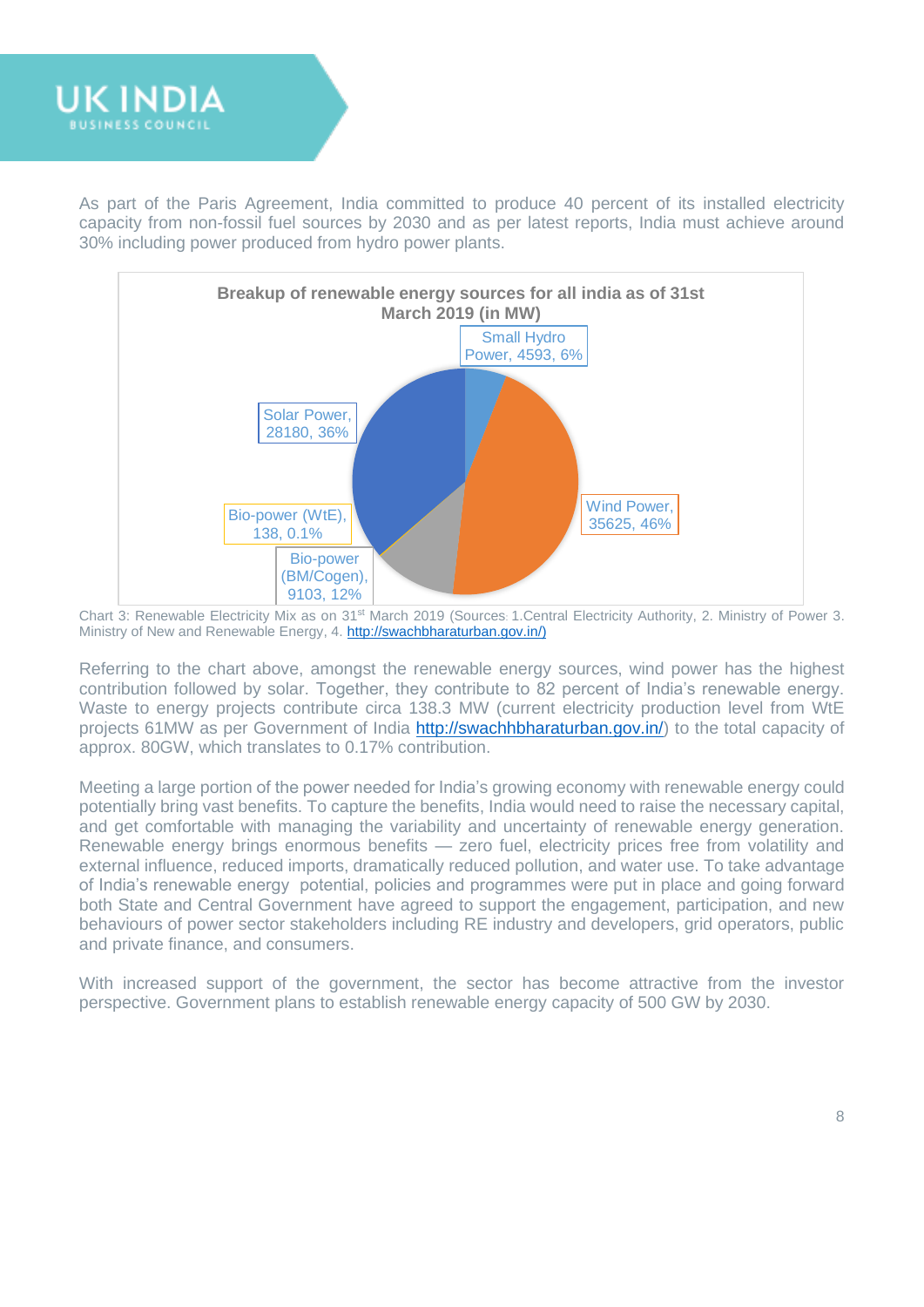As part of the Paris Agreement, India committed to produce 40 percent of its installed electricity capacity from non-fossil fuel sources by 2030 and as per latest reports, India must achieve around 30% including power produced from hydro power plants.

**Breakup of renewable energy sources for all india as of 31st March 2019 (in MW)**

| Source | Capacity (MW) | Share |
|---|---|---|
| Small Hydro Power | 4593 | 6% |
| Wind Power | 35625 | 46% |
| Bio-power (BM/Cogen) | 9103 | 12% |
| Bio-power (WtE) | 138 | 0.1% |
| Solar Power | 28180 | 36% |

Chart 3: Renewable Electricity Mix as on 31st March 2019 (Sources: 1.Central Electricity Authority, 2. Ministry of Power 3. Ministry of New and Renewable Energy, 4. http://swachbharaturban.gov.in/)

Referring to the chart above, amongst the renewable energy sources, wind power has the highest contribution followed by solar. Together, they contribute to 82 percent of India's renewable energy. Waste to energy projects contribute circa 138.3 MW (current electricity production level from WtE projects 61MW as per Government of India http://swachhbharaturban.gov.in/) to the total capacity of approx. 80GW, which translates to 0.17% contribution.

Meeting a large portion of the power needed for India's growing economy with renewable energy could potentially bring vast benefits. To capture the benefits, India would need to raise the necessary capital, and get comfortable with managing the variability and uncertainty of renewable energy generation. Renewable energy brings enormous benefits — zero fuel, electricity prices free from volatility and external influence, reduced imports, dramatically reduced pollution, and water use. To take advantage of India's renewable energy potential, policies and programmes were put in place and going forward both State and Central Government have agreed to support the engagement, participation, and new behaviours of power sector stakeholders including RE industry and developers, grid operators, public and private finance, and consumers.

With increased support of the government, the sector has become attractive from the investor perspective. Government plans to establish renewable energy capacity of 500 GW by 2030.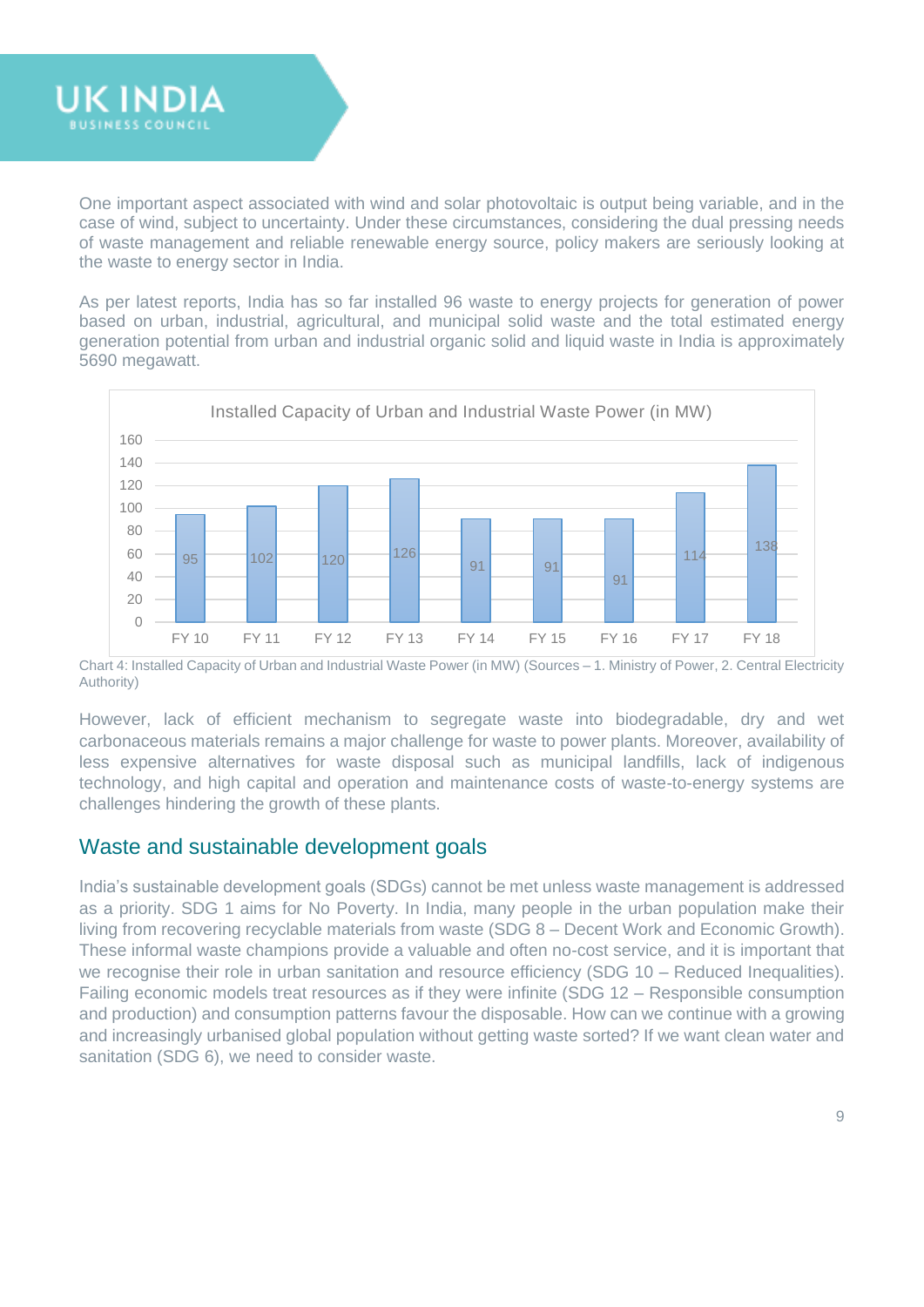One important aspect associated with wind and solar photovoltaic is output being variable, and in the case of wind, subject to uncertainty. Under these circumstances, considering the dual pressing needs of waste management and reliable renewable energy source, policy makers are seriously looking at the waste to energy sector in India.

As per latest reports, India has so far installed 96 waste to energy projects for generation of power based on urban, industrial, agricultural, and municipal solid waste and the total estimated energy generation potential from urban and industrial organic solid and liquid waste in India is approximately 5690 megawatt.

**Installed Capacity of Urban and Industrial Waste Power (in MW)**

| FY 10 | FY 11 | FY 12 | FY 13 | FY 14 | FY 15 | FY 16 | FY 17 | FY 18 |
|---|---|---|---|---|---|---|---|---|
| 95 | 102 | 120 | 126 | 91 | 91 | 91 | 114 | 138 |

Chart 4: Installed Capacity of Urban and Industrial Waste Power (in MW) (Sources – 1. Ministry of Power, 2. Central Electricity Authority)

However, lack of efficient mechanism to segregate waste into biodegradable, dry and wet carbonaceous materials remains a major challenge for waste to power plants. Moreover, availability of less expensive alternatives for waste disposal such as municipal landfills, lack of indigenous technology, and high capital and operation and maintenance costs of waste-to-energy systems are challenges hindering the growth of these plants.

## Waste and sustainable development goals

India's sustainable development goals (SDGs) cannot be met unless waste management is addressed as a priority. SDG 1 aims for No Poverty. In India, many people in the urban population make their living from recovering recyclable materials from waste (SDG 8 – Decent Work and Economic Growth). These informal waste champions provide a valuable and often no-cost service, and it is important that we recognise their role in urban sanitation and resource efficiency (SDG 10 – Reduced Inequalities). Failing economic models treat resources as if they were infinite (SDG 12 – Responsible consumption and production) and consumption patterns favour the disposable. How can we continue with a growing and increasingly urbanised global population without getting waste sorted? If we want clean water and sanitation (SDG 6), we need to consider waste.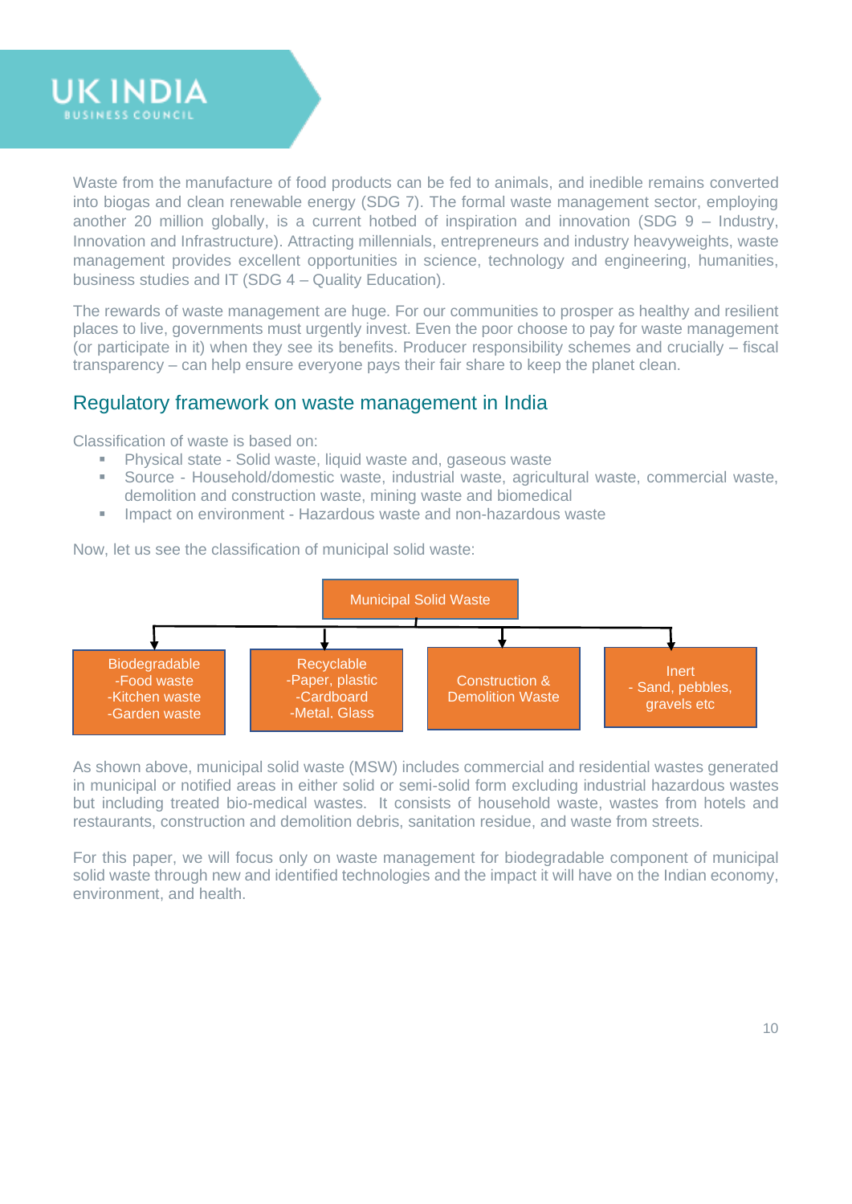Waste from the manufacture of food products can be fed to animals, and inedible remains converted into biogas and clean renewable energy (SDG 7). The formal waste management sector, employing another 20 million globally, is a current hotbed of inspiration and innovation (SDG 9 – Industry, Innovation and Infrastructure). Attracting millennials, entrepreneurs and industry heavyweights, waste management provides excellent opportunities in science, technology and engineering, humanities, business studies and IT (SDG 4 – Quality Education).

The rewards of waste management are huge. For our communities to prosper as healthy and resilient places to live, governments must urgently invest. Even the poor choose to pay for waste management (or participate in it) when they see its benefits. Producer responsibility schemes and crucially – fiscal transparency – can help ensure everyone pays their fair share to keep the planet clean.

## Regulatory framework on waste management in India

Classification of waste is based on:

- Physical state - Solid waste, liquid waste and, gaseous waste
- Source - Household/domestic waste, industrial waste, agricultural waste, commercial waste, demolition and construction waste, mining waste and biomedical
- Impact on environment - Hazardous waste and non-hazardous waste

Now, let us see the classification of municipal solid waste:

Municipal Solid Waste

- Biodegradable
  - -Food waste
  - -Kitchen waste
  - -Garden waste
- Recyclable
  - -Paper, plastic
  - -Cardboard
  - -Metal, Glass
- Construction & Demolition Waste
- Inert
  - - Sand, pebbles, gravels etc

As shown above, municipal solid waste (MSW) includes commercial and residential wastes generated in municipal or notified areas in either solid or semi-solid form excluding industrial hazardous wastes but including treated bio-medical wastes. It consists of household waste, wastes from hotels and restaurants, construction and demolition debris, sanitation residue, and waste from streets.

For this paper, we will focus only on waste management for biodegradable component of municipal solid waste through new and identified technologies and the impact it will have on the Indian economy, environment, and health.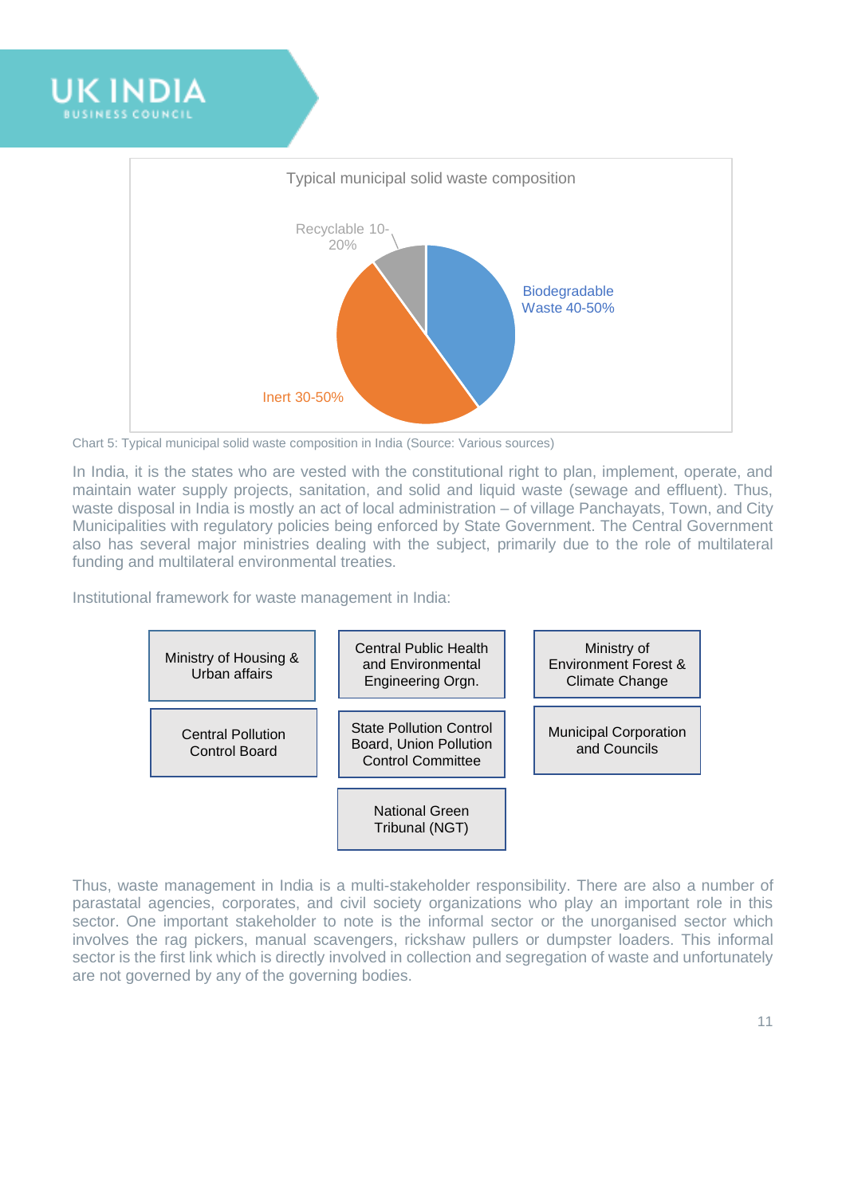Typical municipal solid waste composition

- Biodegradable Waste 40-50%
- Inert 30-50%
- Recyclable 10-20%

Chart 5: Typical municipal solid waste composition in India (Source: Various sources)

In India, it is the states who are vested with the constitutional right to plan, implement, operate, and maintain water supply projects, sanitation, and solid and liquid waste (sewage and effluent). Thus, waste disposal in India is mostly an act of local administration – of village Panchayats, Town, and City Municipalities with regulatory policies being enforced by State Government. The Central Government also has several major ministries dealing with the subject, primarily due to the role of multilateral funding and multilateral environmental treaties.

Institutional framework for waste management in India:

- Ministry of Housing & Urban affairs
- Central Public Health and Environmental Engineering Orgn.
- Ministry of Environment Forest & Climate Change
- Central Pollution Control Board
- State Pollution Control Board, Union Pollution Control Committee
- Municipal Corporation and Councils
- National Green Tribunal (NGT)

Thus, waste management in India is a multi-stakeholder responsibility. There are also a number of parastatal agencies, corporates, and civil society organizations who play an important role in this sector. One important stakeholder to note is the informal sector or the unorganised sector which involves the rag pickers, manual scavengers, rickshaw pullers or dumpster loaders. This informal sector is the first link which is directly involved in collection and segregation of waste and unfortunately are not governed by any of the governing bodies.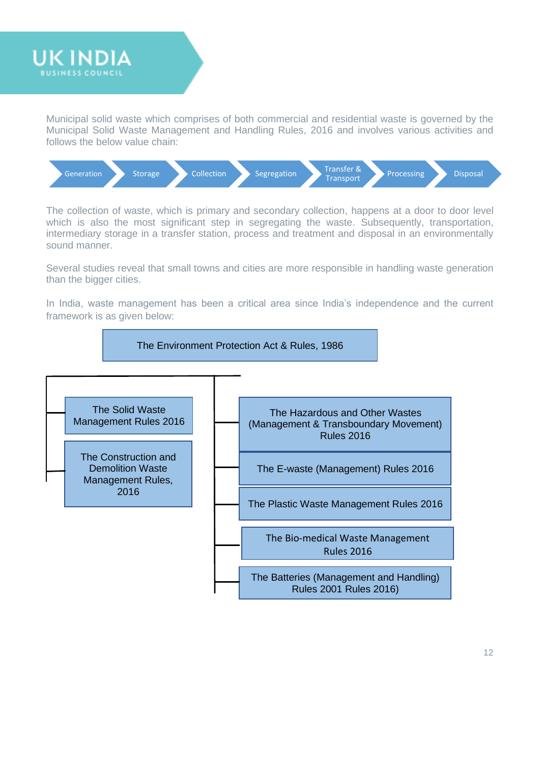Municipal solid waste which comprises of both commercial and residential waste is governed by the Municipal Solid Waste Management and Handling Rules, 2016 and involves various activities and follows the below value chain:

Generation → Storage → Collection → Segregation → Transfer & Transport → Processing → Disposal

The collection of waste, which is primary and secondary collection, happens at a door to door level which is also the most significant step in segregating the waste. Subsequently, transportation, intermediary storage in a transfer station, process and treatment and disposal in an environmentally sound manner.

Several studies reveal that small towns and cities are more responsible in handling waste generation than the bigger cities.

In India, waste management has been a critical area since India's independence and the current framework is as given below:

- **The Environment Protection Act & Rules, 1986**
  - The Solid Waste Management Rules 2016
  - The Construction and Demolition Waste Management Rules, 2016
  - The Hazardous and Other Wastes (Management & Transboundary Movement) Rules 2016
  - The E-waste (Management) Rules 2016
  - The Plastic Waste Management Rules 2016
  - The Bio-medical Waste Management Rules 2016
  - The Batteries (Management and Handling) Rules 2001 Rules 2016)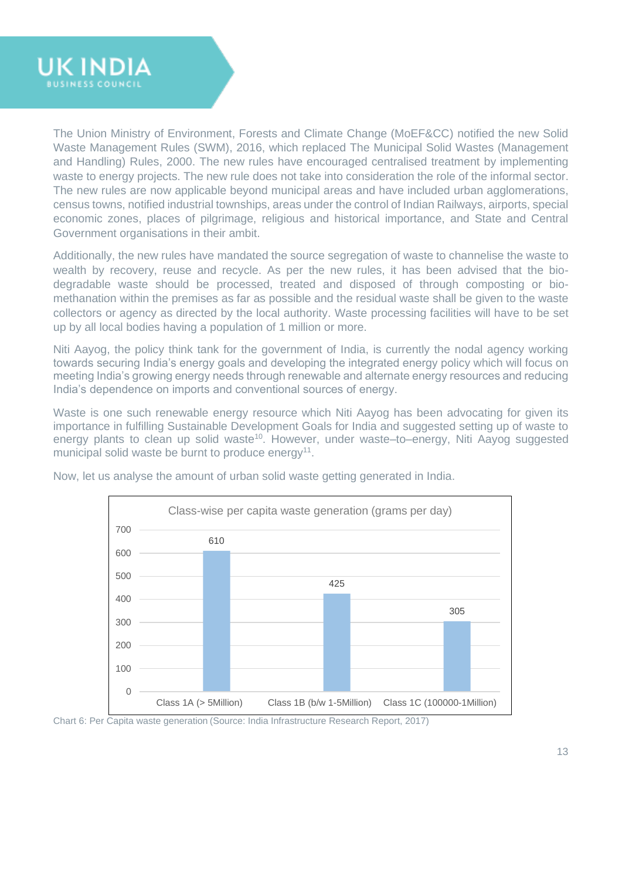The Union Ministry of Environment, Forests and Climate Change (MoEF&CC) notified the new Solid Waste Management Rules (SWM), 2016, which replaced The Municipal Solid Wastes (Management and Handling) Rules, 2000. The new rules have encouraged centralised treatment by implementing waste to energy projects. The new rule does not take into consideration the role of the informal sector. The new rules are now applicable beyond municipal areas and have included urban agglomerations, census towns, notified industrial townships, areas under the control of Indian Railways, airports, special economic zones, places of pilgrimage, religious and historical importance, and State and Central Government organisations in their ambit.

Additionally, the new rules have mandated the source segregation of waste to channelise the waste to wealth by recovery, reuse and recycle. As per the new rules, it has been advised that the bio-degradable waste should be processed, treated and disposed of through composting or bio-methanation within the premises as far as possible and the residual waste shall be given to the waste collectors or agency as directed by the local authority. Waste processing facilities will have to be set up by all local bodies having a population of 1 million or more.

Niti Aayog, the policy think tank for the government of India, is currently the nodal agency working towards securing India's energy goals and developing the integrated energy policy which will focus on meeting India's growing energy needs through renewable and alternate energy resources and reducing India's dependence on imports and conventional sources of energy.

Waste is one such renewable energy resource which Niti Aayog has been advocating for given its importance in fulfilling Sustainable Development Goals for India and suggested setting up of waste to energy plants to clean up solid waste[10]. However, under waste–to–energy, Niti Aayog suggested municipal solid waste be burnt to produce energy[11].

Now, let us analyse the amount of urban solid waste getting generated in India.

**Class-wise per capita waste generation (grams per day)**

| Class | Per capita waste generation (grams per day) |
| --- | --- |
| Class 1A (> 5Million) | 610 |
| Class 1B (b/w 1-5Million) | 425 |
| Class 1C (100000-1Million) | 305 |

Chart 6: Per Capita waste generation (Source: India Infrastructure Research Report, 2017)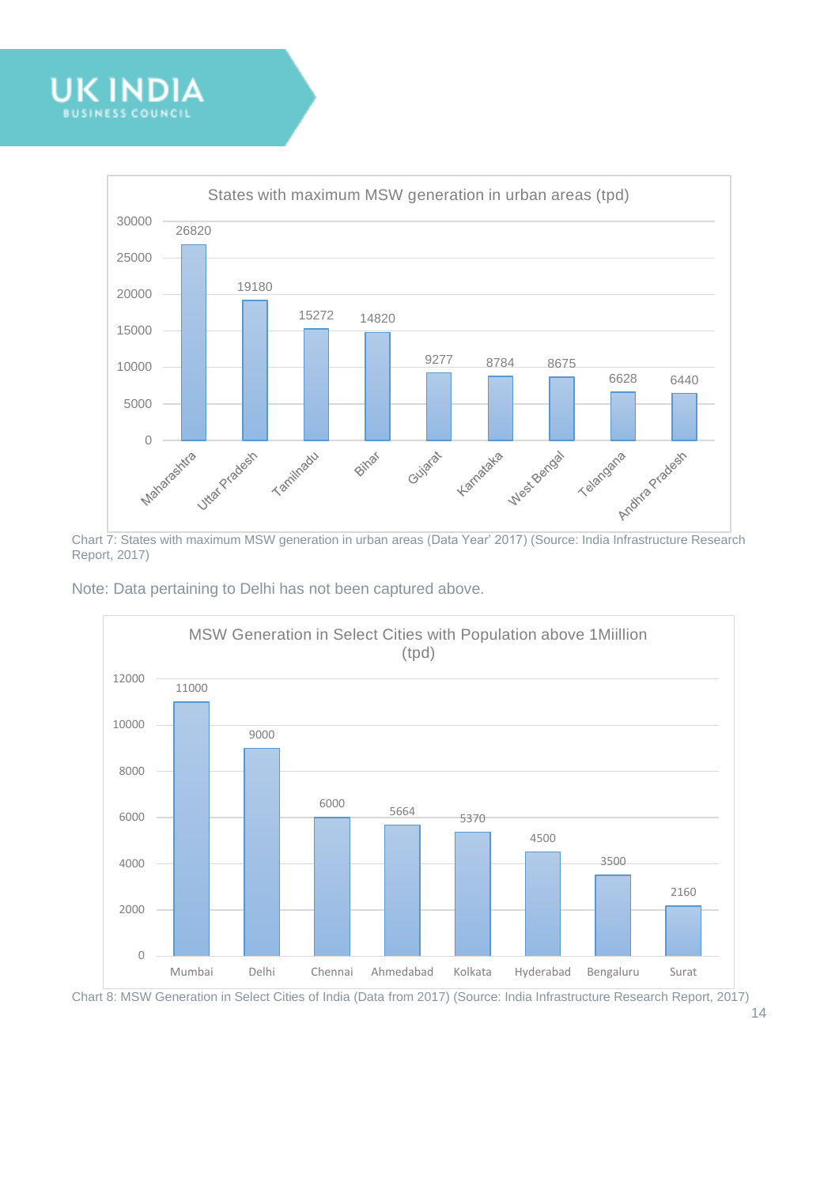**States with maximum MSW generation in urban areas (tpd)**

| State | MSW generation (tpd) |
|---|---|
| Maharashtra | 26820 |
| Uttar Pradesh | 19180 |
| Tamilnadu | 15272 |
| Bihar | 14820 |
| Gujarat | 9277 |
| Karnataka | 8784 |
| West Bengal | 8675 |
| Telangana | 6628 |
| Andhra Pradesh | 6440 |

Chart 7: States with maximum MSW generation in urban areas (Data Year' 2017) (Source: India Infrastructure Research Report, 2017)

Note: Data pertaining to Delhi has not been captured above.

**MSW Generation in Select Cities with Population above 1Miillion (tpd)**

| City | MSW generation (tpd) |
|---|---|
| Mumbai | 11000 |
| Delhi | 9000 |
| Chennai | 6000 |
| Ahmedabad | 5664 |
| Kolkata | 5370 |
| Hyderabad | 4500 |
| Bengaluru | 3500 |
| Surat | 2160 |

Chart 8: MSW Generation in Select Cities of India (Data from 2017) (Source: India Infrastructure Research Report, 2017)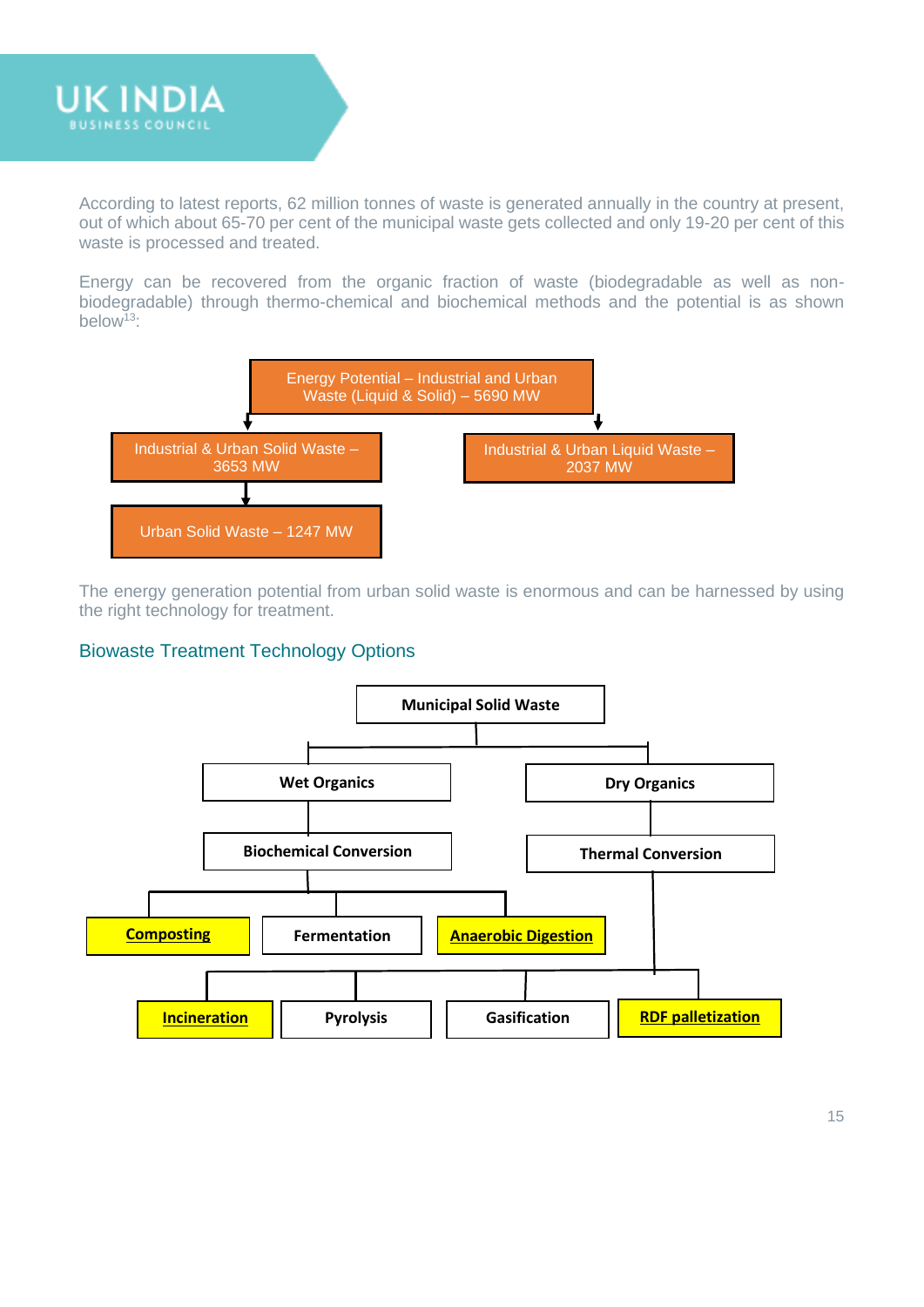According to latest reports, 62 million tonnes of waste is generated annually in the country at present, out of which about 65-70 per cent of the municipal waste gets collected and only 19-20 per cent of this waste is processed and treated.

Energy can be recovered from the organic fraction of waste (biodegradable as well as non-biodegradable) through thermo-chemical and biochemical methods and the potential is as shown below[13]:

- Energy Potential – Industrial and Urban Waste (Liquid & Solid) – 5690 MW
  - Industrial & Urban Solid Waste – 3653 MW
    - Urban Solid Waste – 1247 MW
  - Industrial & Urban Liquid Waste – 2037 MW

The energy generation potential from urban solid waste is enormous and can be harnessed by using the right technology for treatment.

## Biowaste Treatment Technology Options

- **Municipal Solid Waste**
  - **Wet Organics**
    - **Biochemical Conversion**
      - **Composting**
      - **Fermentation**
      - **Anaerobic Digestion**
  - **Dry Organics**
    - **Thermal Conversion**
      - **Incineration**
      - **Pyrolysis**
      - **Gasification**
      - **RDF palletization**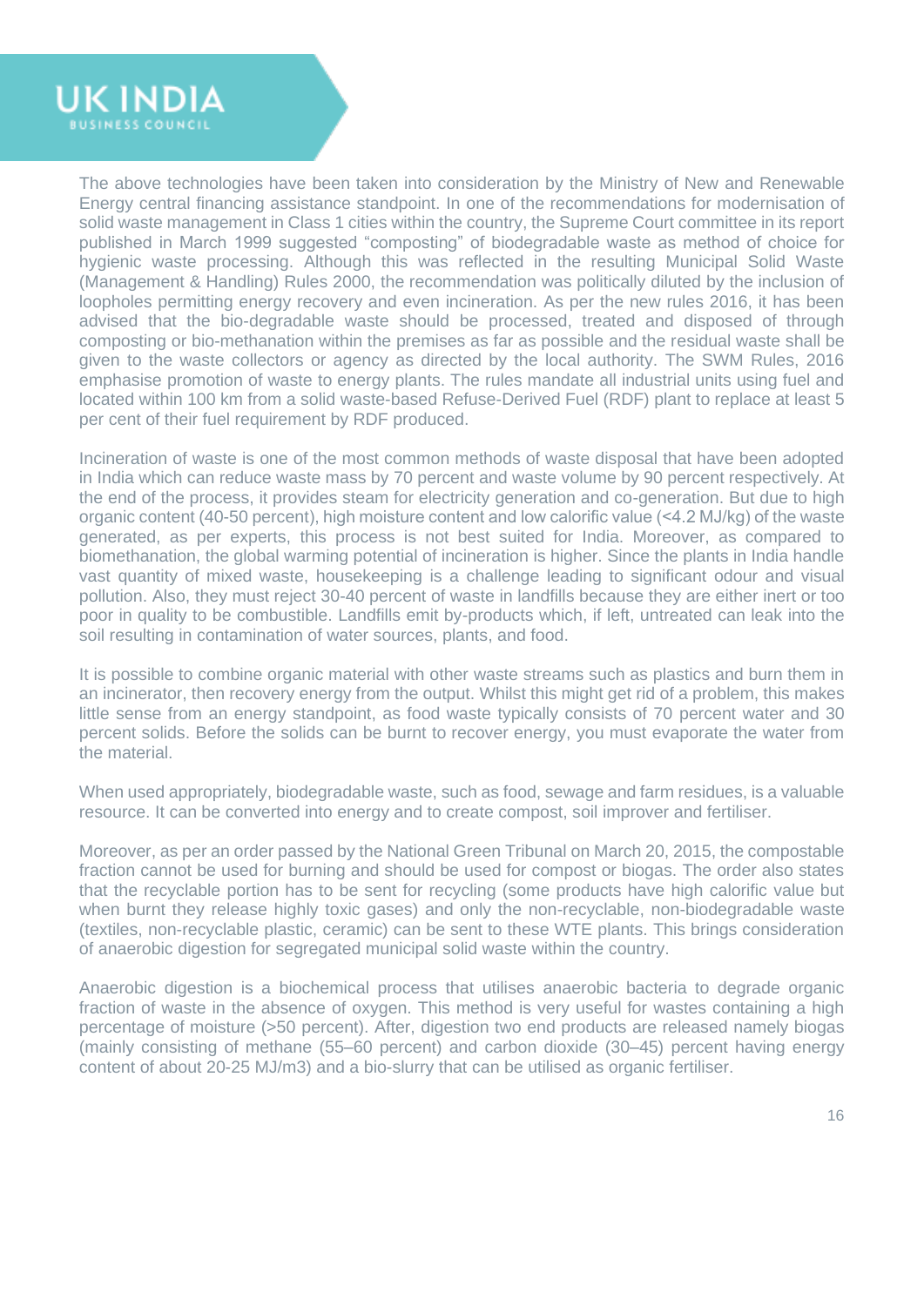The above technologies have been taken into consideration by the Ministry of New and Renewable Energy central financing assistance standpoint. In one of the recommendations for modernisation of solid waste management in Class 1 cities within the country, the Supreme Court committee in its report published in March 1999 suggested "composting" of biodegradable waste as method of choice for hygienic waste processing. Although this was reflected in the resulting Municipal Solid Waste (Management & Handling) Rules 2000, the recommendation was politically diluted by the inclusion of loopholes permitting energy recovery and even incineration. As per the new rules 2016, it has been advised that the bio-degradable waste should be processed, treated and disposed of through composting or bio-methanation within the premises as far as possible and the residual waste shall be given to the waste collectors or agency as directed by the local authority. The SWM Rules, 2016 emphasise promotion of waste to energy plants. The rules mandate all industrial units using fuel and located within 100 km from a solid waste-based Refuse-Derived Fuel (RDF) plant to replace at least 5 per cent of their fuel requirement by RDF produced.

Incineration of waste is one of the most common methods of waste disposal that have been adopted in India which can reduce waste mass by 70 percent and waste volume by 90 percent respectively. At the end of the process, it provides steam for electricity generation and co-generation. But due to high organic content (40-50 percent), high moisture content and low calorific value (<4.2 MJ/kg) of the waste generated, as per experts, this process is not best suited for India. Moreover, as compared to biomethanation, the global warming potential of incineration is higher. Since the plants in India handle vast quantity of mixed waste, housekeeping is a challenge leading to significant odour and visual pollution. Also, they must reject 30-40 percent of waste in landfills because they are either inert or too poor in quality to be combustible. Landfills emit by-products which, if left, untreated can leak into the soil resulting in contamination of water sources, plants, and food.

It is possible to combine organic material with other waste streams such as plastics and burn them in an incinerator, then recovery energy from the output. Whilst this might get rid of a problem, this makes little sense from an energy standpoint, as food waste typically consists of 70 percent water and 30 percent solids. Before the solids can be burnt to recover energy, you must evaporate the water from the material.

When used appropriately, biodegradable waste, such as food, sewage and farm residues, is a valuable resource. It can be converted into energy and to create compost, soil improver and fertiliser.

Moreover, as per an order passed by the National Green Tribunal on March 20, 2015, the compostable fraction cannot be used for burning and should be used for compost or biogas. The order also states that the recyclable portion has to be sent for recycling (some products have high calorific value but when burnt they release highly toxic gases) and only the non-recyclable, non-biodegradable waste (textiles, non-recyclable plastic, ceramic) can be sent to these WTE plants. This brings consideration of anaerobic digestion for segregated municipal solid waste within the country.

Anaerobic digestion is a biochemical process that utilises anaerobic bacteria to degrade organic fraction of waste in the absence of oxygen. This method is very useful for wastes containing a high percentage of moisture (>50 percent). After, digestion two end products are released namely biogas (mainly consisting of methane (55–60 percent) and carbon dioxide (30–45) percent having energy content of about 20-25 MJ/m3) and a bio-slurry that can be utilised as organic fertiliser.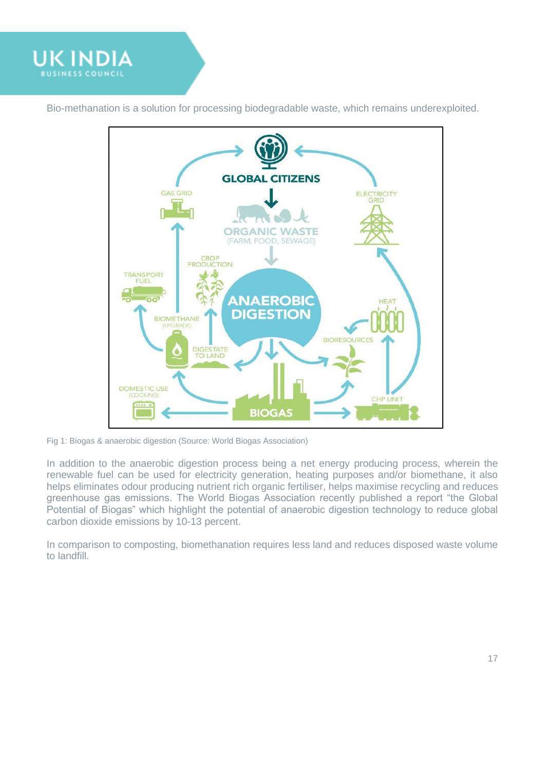Bio-methanation is a solution for processing biodegradable waste, which remains underexploited.

Fig 1: Biogas & anaerobic digestion (Source: World Biogas Association)

In addition to the anaerobic digestion process being a net energy producing process, wherein the renewable fuel can be used for electricity generation, heating purposes and/or biomethane, it also helps eliminates odour producing nutrient rich organic fertiliser, helps maximise recycling and reduces greenhouse gas emissions. The World Biogas Association recently published a report "the Global Potential of Biogas" which highlight the potential of anaerobic digestion technology to reduce global carbon dioxide emissions by 10-13 percent.

In comparison to composting, biomethanation requires less land and reduces disposed waste volume to landfill.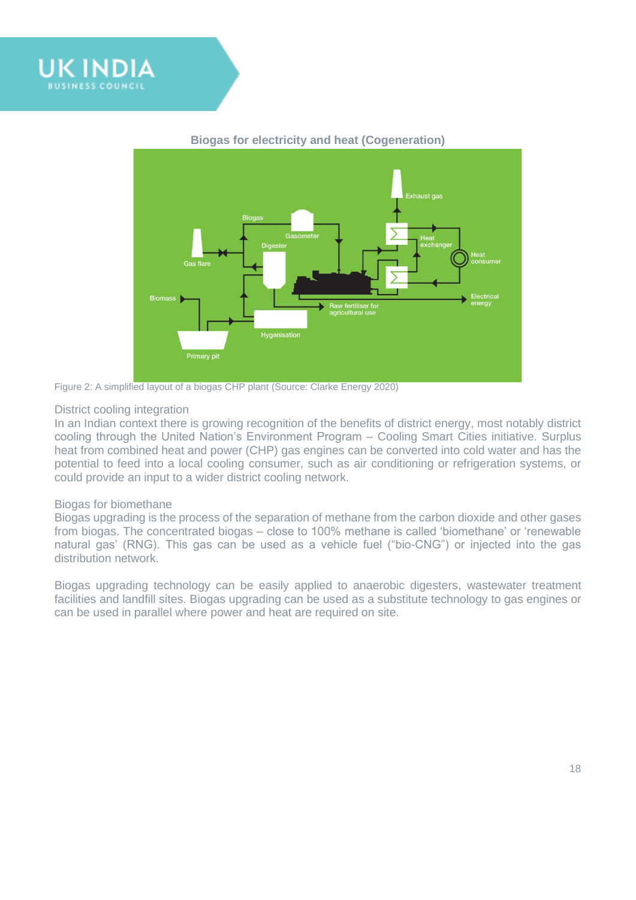**Biogas for electricity and heat (Cogeneration)**

Figure 2: A simplified layout of a biogas CHP plant (Source: Clarke Energy 2020)

### District cooling integration

In an Indian context there is growing recognition of the benefits of district energy, most notably district cooling through the United Nation's Environment Program – Cooling Smart Cities initiative. Surplus heat from combined heat and power (CHP) gas engines can be converted into cold water and has the potential to feed into a local cooling consumer, such as air conditioning or refrigeration systems, or could provide an input to a wider district cooling network.

### Biogas for biomethane

Biogas upgrading is the process of the separation of methane from the carbon dioxide and other gases from biogas. The concentrated biogas – close to 100% methane is called 'biomethane' or 'renewable natural gas' (RNG). This gas can be used as a vehicle fuel ("bio-CNG") or injected into the gas distribution network.

Biogas upgrading technology can be easily applied to anaerobic digesters, wastewater treatment facilities and landfill sites. Biogas upgrading can be used as a substitute technology to gas engines or can be used in parallel where power and heat are required on site.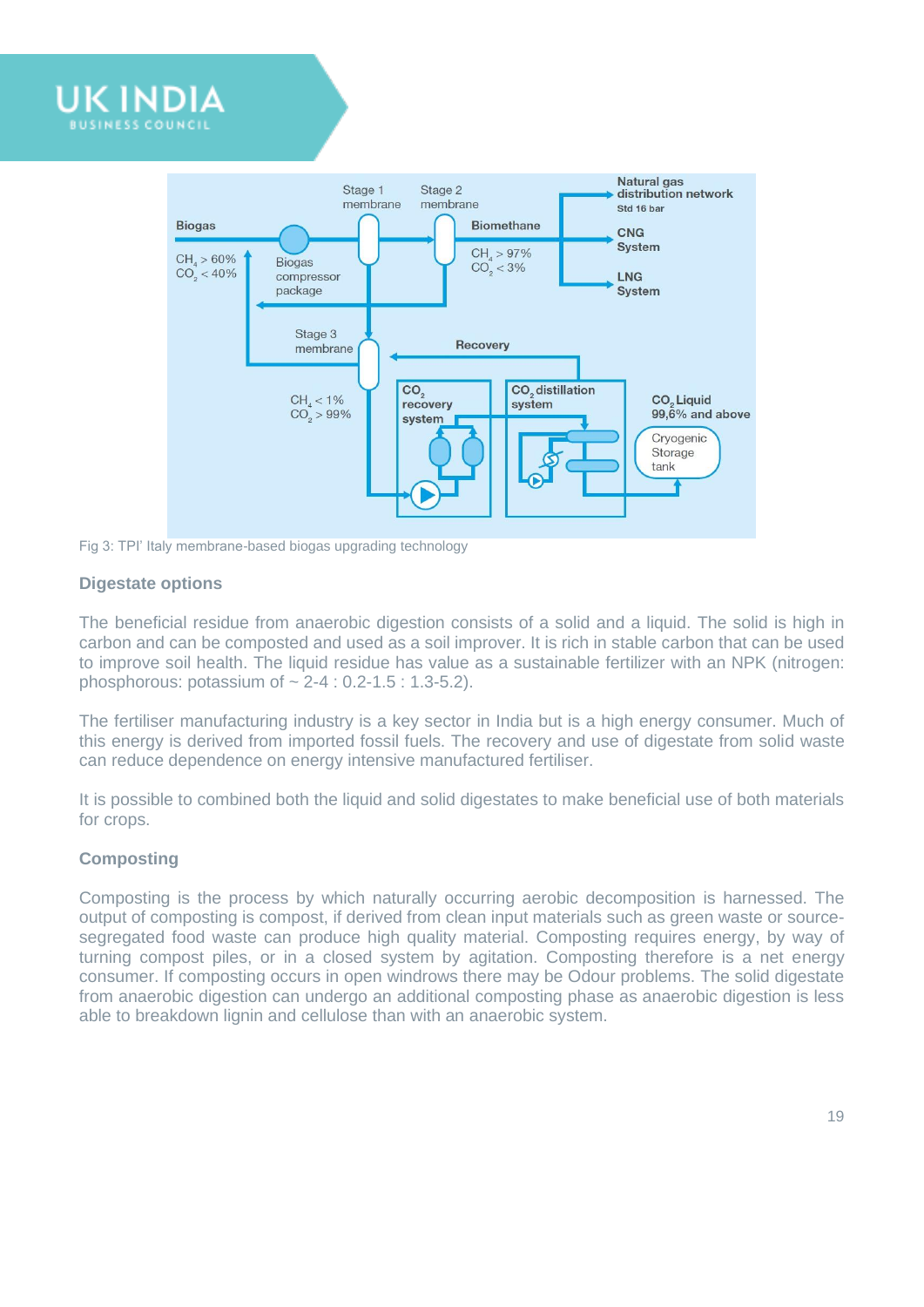Fig 3: TPI' Italy membrane-based biogas upgrading technology

### Digestate options

The beneficial residue from anaerobic digestion consists of a solid and a liquid. The solid is high in carbon and can be composted and used as a soil improver. It is rich in stable carbon that can be used to improve soil health. The liquid residue has value as a sustainable fertilizer with an NPK (nitrogen: phosphorous: potassium of ~ 2-4 : 0.2-1.5 : 1.3-5.2).

The fertiliser manufacturing industry is a key sector in India but is a high energy consumer. Much of this energy is derived from imported fossil fuels. The recovery and use of digestate from solid waste can reduce dependence on energy intensive manufactured fertiliser.

It is possible to combined both the liquid and solid digestates to make beneficial use of both materials for crops.

### Composting

Composting is the process by which naturally occurring aerobic decomposition is harnessed. The output of composting is compost, if derived from clean input materials such as green waste or source-segregated food waste can produce high quality material. Composting requires energy, by way of turning compost piles, or in a closed system by agitation. Composting therefore is a net energy consumer. If composting occurs in open windrows there may be Odour problems. The solid digestate from anaerobic digestion can undergo an additional composting phase as anaerobic digestion is less able to breakdown lignin and cellulose than with an anaerobic system.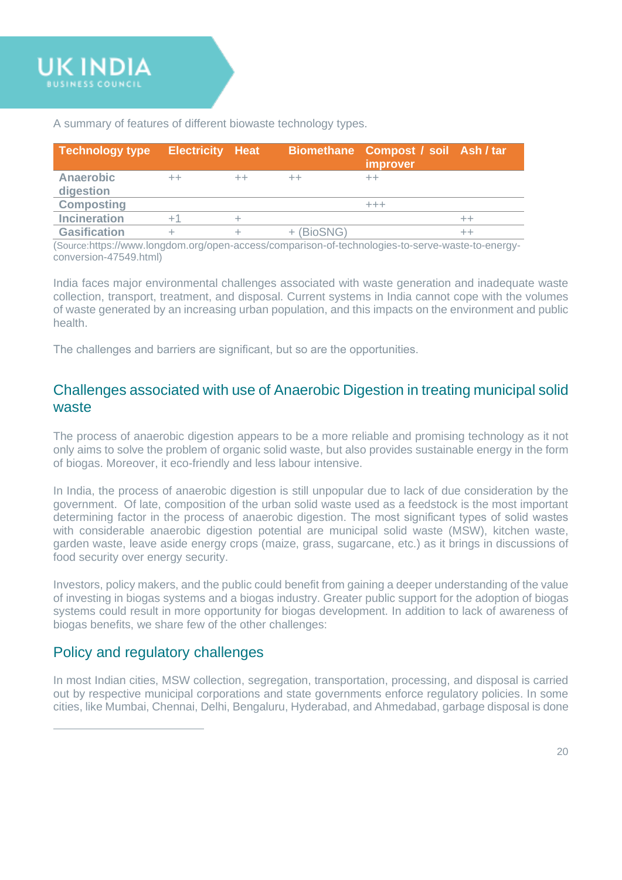A summary of features of different biowaste technology types.

| Technology type | Electricity | Heat | Biomethane | Compost / soil improver | Ash / tar |
|---|---|---|---|---|---|
| **Anaerobic digestion** | ++ | ++ | ++ | ++ | |
| **Composting** | | | | +++ | |
| **Incineration** | +1 | + | | | ++ |
| **Gasification** | + | + | + (BioSNG) | | ++ |

(Source:https://www.longdom.org/open-access/comparison-of-technologies-to-serve-waste-to-energy-conversion-47549.html)

India faces major environmental challenges associated with waste generation and inadequate waste collection, transport, treatment, and disposal. Current systems in India cannot cope with the volumes of waste generated by an increasing urban population, and this impacts on the environment and public health.

The challenges and barriers are significant, but so are the opportunities.

## Challenges associated with use of Anaerobic Digestion in treating municipal solid waste

The process of anaerobic digestion appears to be a more reliable and promising technology as it not only aims to solve the problem of organic solid waste, but also provides sustainable energy in the form of biogas. Moreover, it eco-friendly and less labour intensive.

In India, the process of anaerobic digestion is still unpopular due to lack of due consideration by the government. Of late, composition of the urban solid waste used as a feedstock is the most important determining factor in the process of anaerobic digestion. The most significant types of solid wastes with considerable anaerobic digestion potential are municipal solid waste (MSW), kitchen waste, garden waste, leave aside energy crops (maize, grass, sugarcane, etc.) as it brings in discussions of food security over energy security.

Investors, policy makers, and the public could benefit from gaining a deeper understanding of the value of investing in biogas systems and a biogas industry. Greater public support for the adoption of biogas systems could result in more opportunity for biogas development. In addition to lack of awareness of biogas benefits, we share few of the other challenges:

## Policy and regulatory challenges

In most Indian cities, MSW collection, segregation, transportation, processing, and disposal is carried out by respective municipal corporations and state governments enforce regulatory policies. In some cities, like Mumbai, Chennai, Delhi, Bengaluru, Hyderabad, and Ahmedabad, garbage disposal is done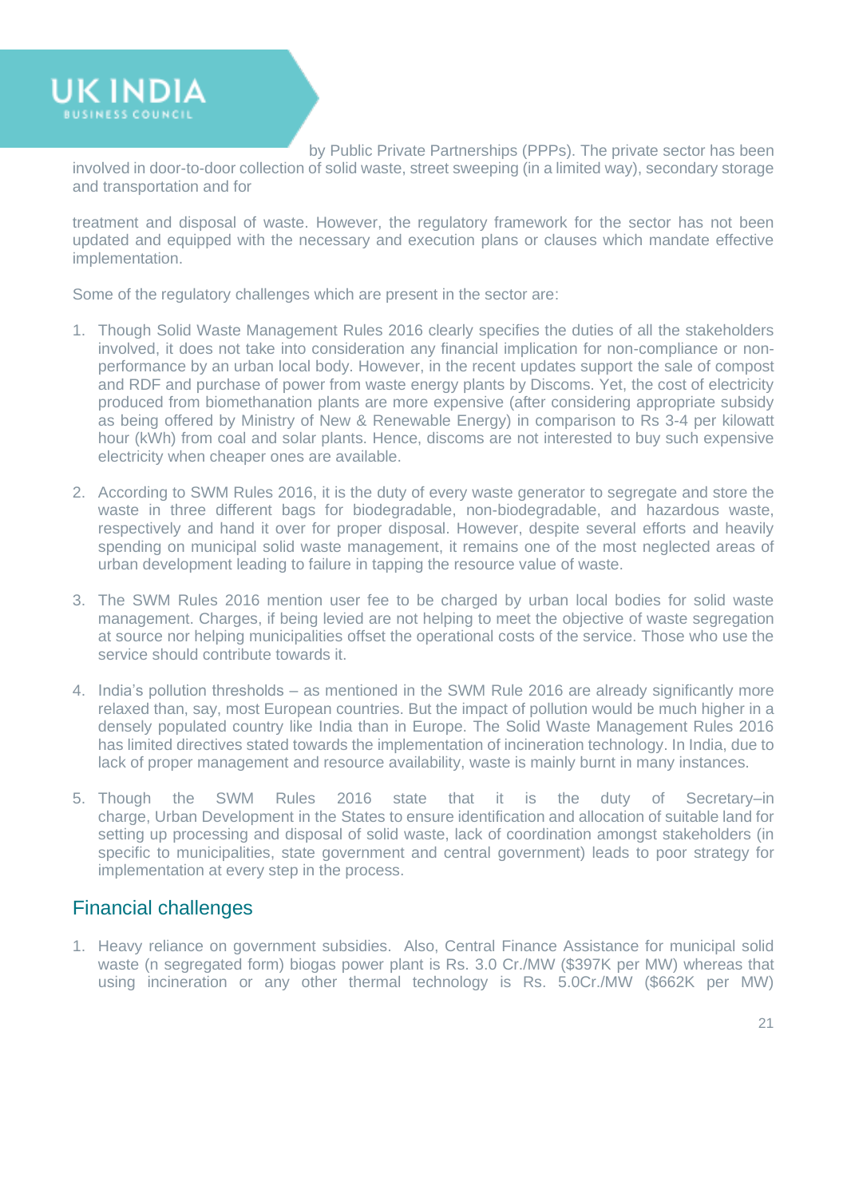by Public Private Partnerships (PPPs). The private sector has been involved in door-to-door collection of solid waste, street sweeping (in a limited way), secondary storage and transportation and for

treatment and disposal of waste. However, the regulatory framework for the sector has not been updated and equipped with the necessary and execution plans or clauses which mandate effective implementation.

Some of the regulatory challenges which are present in the sector are:

1. Though Solid Waste Management Rules 2016 clearly specifies the duties of all the stakeholders involved, it does not take into consideration any financial implication for non-compliance or non-performance by an urban local body. However, in the recent updates support the sale of compost and RDF and purchase of power from waste energy plants by Discoms. Yet, the cost of electricity produced from biomethanation plants are more expensive (after considering appropriate subsidy as being offered by Ministry of New & Renewable Energy) in comparison to Rs 3-4 per kilowatt hour (kWh) from coal and solar plants. Hence, discoms are not interested to buy such expensive electricity when cheaper ones are available.

2. According to SWM Rules 2016, it is the duty of every waste generator to segregate and store the waste in three different bags for biodegradable, non-biodegradable, and hazardous waste, respectively and hand it over for proper disposal. However, despite several efforts and heavily spending on municipal solid waste management, it remains one of the most neglected areas of urban development leading to failure in tapping the resource value of waste.

3. The SWM Rules 2016 mention user fee to be charged by urban local bodies for solid waste management. Charges, if being levied are not helping to meet the objective of waste segregation at source nor helping municipalities offset the operational costs of the service. Those who use the service should contribute towards it.

4. India's pollution thresholds – as mentioned in the SWM Rule 2016 are already significantly more relaxed than, say, most European countries. But the impact of pollution would be much higher in a densely populated country like India than in Europe. The Solid Waste Management Rules 2016 has limited directives stated towards the implementation of incineration technology. In India, due to lack of proper management and resource availability, waste is mainly burnt in many instances.

5. Though the SWM Rules 2016 state that it is the duty of Secretary–in charge, Urban Development in the States to ensure identification and allocation of suitable land for setting up processing and disposal of solid waste, lack of coordination amongst stakeholders (in specific to municipalities, state government and central government) leads to poor strategy for implementation at every step in the process.

## Financial challenges

1. Heavy reliance on government subsidies. Also, Central Finance Assistance for municipal solid waste (n segregated form) biogas power plant is Rs. 3.0 Cr./MW ($397K per MW) whereas that using incineration or any other thermal technology is Rs. 5.0Cr./MW ($662K per MW)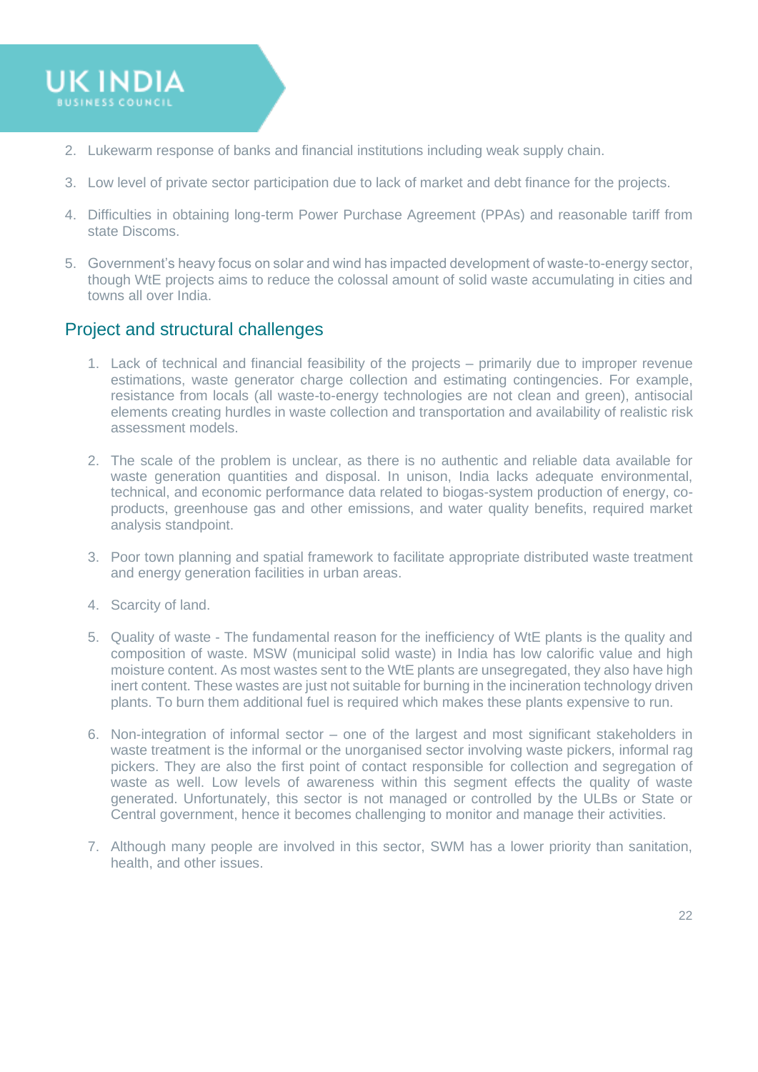2. Lukewarm response of banks and financial institutions including weak supply chain.

3. Low level of private sector participation due to lack of market and debt finance for the projects.

4. Difficulties in obtaining long-term Power Purchase Agreement (PPAs) and reasonable tariff from state Discoms.

5. Government's heavy focus on solar and wind has impacted development of waste-to-energy sector, though WtE projects aims to reduce the colossal amount of solid waste accumulating in cities and towns all over India.

## Project and structural challenges

1. Lack of technical and financial feasibility of the projects – primarily due to improper revenue estimations, waste generator charge collection and estimating contingencies. For example, resistance from locals (all waste-to-energy technologies are not clean and green), antisocial elements creating hurdles in waste collection and transportation and availability of realistic risk assessment models.

2. The scale of the problem is unclear, as there is no authentic and reliable data available for waste generation quantities and disposal. In unison, India lacks adequate environmental, technical, and economic performance data related to biogas-system production of energy, co-products, greenhouse gas and other emissions, and water quality benefits, required market analysis standpoint.

3. Poor town planning and spatial framework to facilitate appropriate distributed waste treatment and energy generation facilities in urban areas.

4. Scarcity of land.

5. Quality of waste - The fundamental reason for the inefficiency of WtE plants is the quality and composition of waste. MSW (municipal solid waste) in India has low calorific value and high moisture content. As most wastes sent to the WtE plants are unsegregated, they also have high inert content. These wastes are just not suitable for burning in the incineration technology driven plants. To burn them additional fuel is required which makes these plants expensive to run.

6. Non-integration of informal sector – one of the largest and most significant stakeholders in waste treatment is the informal or the unorganised sector involving waste pickers, informal rag pickers. They are also the first point of contact responsible for collection and segregation of waste as well. Low levels of awareness within this segment effects the quality of waste generated. Unfortunately, this sector is not managed or controlled by the ULBs or State or Central government, hence it becomes challenging to monitor and manage their activities.

7. Although many people are involved in this sector, SWM has a lower priority than sanitation, health, and other issues.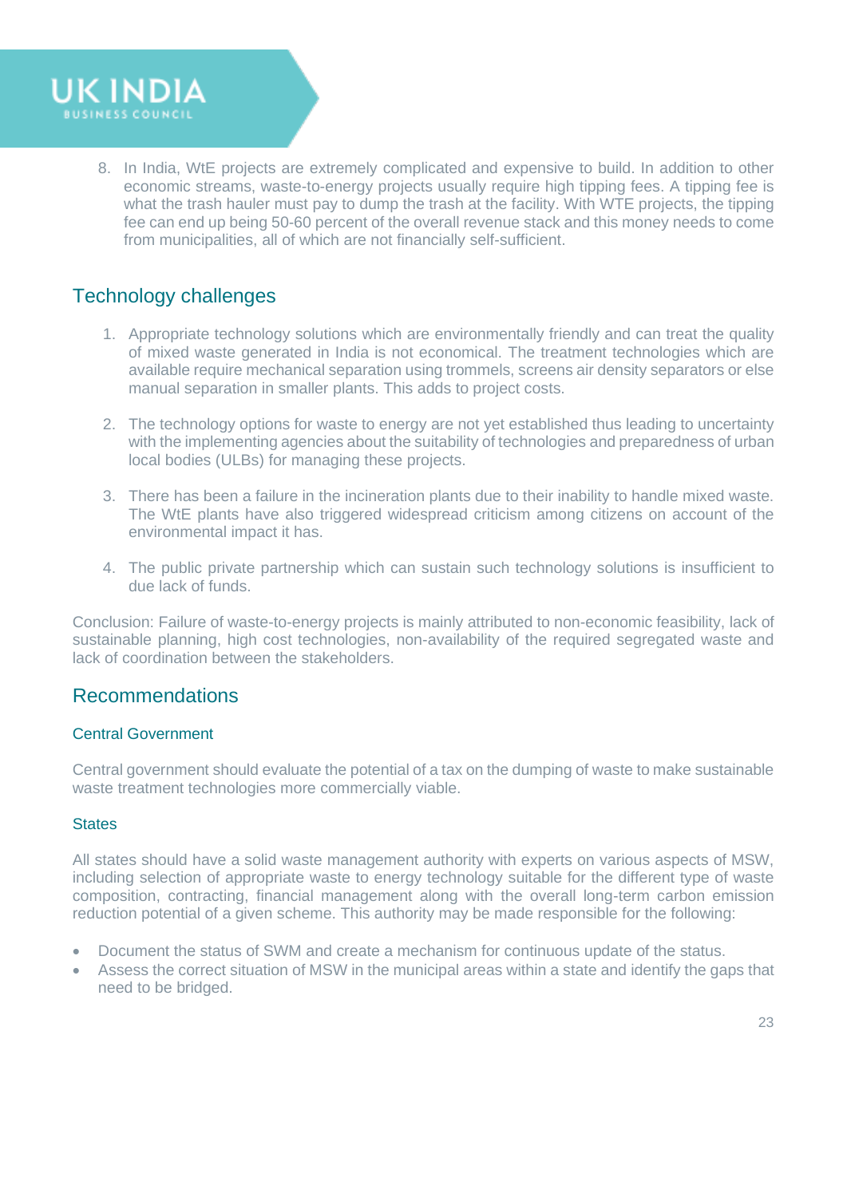8. In India, WtE projects are extremely complicated and expensive to build. In addition to other economic streams, waste-to-energy projects usually require high tipping fees. A tipping fee is what the trash hauler must pay to dump the trash at the facility. With WTE projects, the tipping fee can end up being 50-60 percent of the overall revenue stack and this money needs to come from municipalities, all of which are not financially self-sufficient.

## Technology challenges

1. Appropriate technology solutions which are environmentally friendly and can treat the quality of mixed waste generated in India is not economical. The treatment technologies which are available require mechanical separation using trommels, screens air density separators or else manual separation in smaller plants. This adds to project costs.

2. The technology options for waste to energy are not yet established thus leading to uncertainty with the implementing agencies about the suitability of technologies and preparedness of urban local bodies (ULBs) for managing these projects.

3. There has been a failure in the incineration plants due to their inability to handle mixed waste. The WtE plants have also triggered widespread criticism among citizens on account of the environmental impact it has.

4. The public private partnership which can sustain such technology solutions is insufficient to due lack of funds.

Conclusion: Failure of waste-to-energy projects is mainly attributed to non-economic feasibility, lack of sustainable planning, high cost technologies, non-availability of the required segregated waste and lack of coordination between the stakeholders.

## Recommendations

### Central Government

Central government should evaluate the potential of a tax on the dumping of waste to make sustainable waste treatment technologies more commercially viable.

### States

All states should have a solid waste management authority with experts on various aspects of MSW, including selection of appropriate waste to energy technology suitable for the different type of waste composition, contracting, financial management along with the overall long-term carbon emission reduction potential of a given scheme. This authority may be made responsible for the following:

- Document the status of SWM and create a mechanism for continuous update of the status.
- Assess the correct situation of MSW in the municipal areas within a state and identify the gaps that need to be bridged.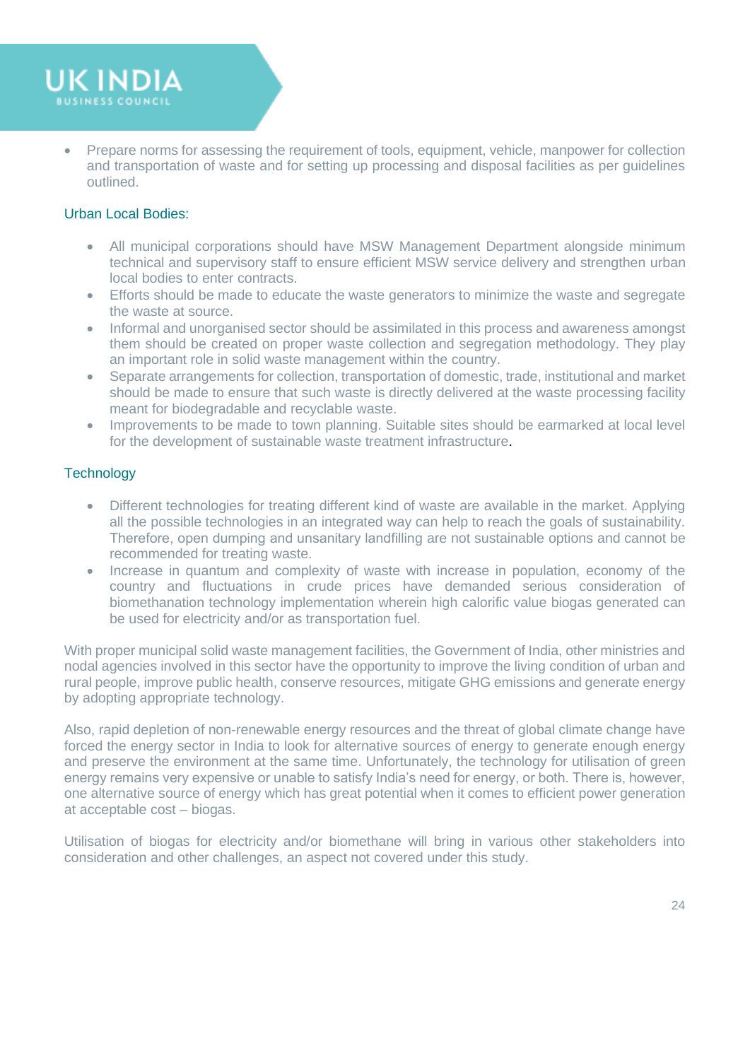- Prepare norms for assessing the requirement of tools, equipment, vehicle, manpower for collection and transportation of waste and for setting up processing and disposal facilities as per guidelines outlined.

### Urban Local Bodies:

- All municipal corporations should have MSW Management Department alongside minimum technical and supervisory staff to ensure efficient MSW service delivery and strengthen urban local bodies to enter contracts.
- Efforts should be made to educate the waste generators to minimize the waste and segregate the waste at source.
- Informal and unorganised sector should be assimilated in this process and awareness amongst them should be created on proper waste collection and segregation methodology. They play an important role in solid waste management within the country.
- Separate arrangements for collection, transportation of domestic, trade, institutional and market should be made to ensure that such waste is directly delivered at the waste processing facility meant for biodegradable and recyclable waste.
- Improvements to be made to town planning. Suitable sites should be earmarked at local level for the development of sustainable waste treatment infrastructure.

### Technology

- Different technologies for treating different kind of waste are available in the market. Applying all the possible technologies in an integrated way can help to reach the goals of sustainability. Therefore, open dumping and unsanitary landfilling are not sustainable options and cannot be recommended for treating waste.
- Increase in quantum and complexity of waste with increase in population, economy of the country and fluctuations in crude prices have demanded serious consideration of biomethanation technology implementation wherein high calorific value biogas generated can be used for electricity and/or as transportation fuel.

With proper municipal solid waste management facilities, the Government of India, other ministries and nodal agencies involved in this sector have the opportunity to improve the living condition of urban and rural people, improve public health, conserve resources, mitigate GHG emissions and generate energy by adopting appropriate technology.

Also, rapid depletion of non-renewable energy resources and the threat of global climate change have forced the energy sector in India to look for alternative sources of energy to generate enough energy and preserve the environment at the same time. Unfortunately, the technology for utilisation of green energy remains very expensive or unable to satisfy India's need for energy, or both. There is, however, one alternative source of energy which has great potential when it comes to efficient power generation at acceptable cost – biogas.

Utilisation of biogas for electricity and/or biomethane will bring in various other stakeholders into consideration and other challenges, an aspect not covered under this study.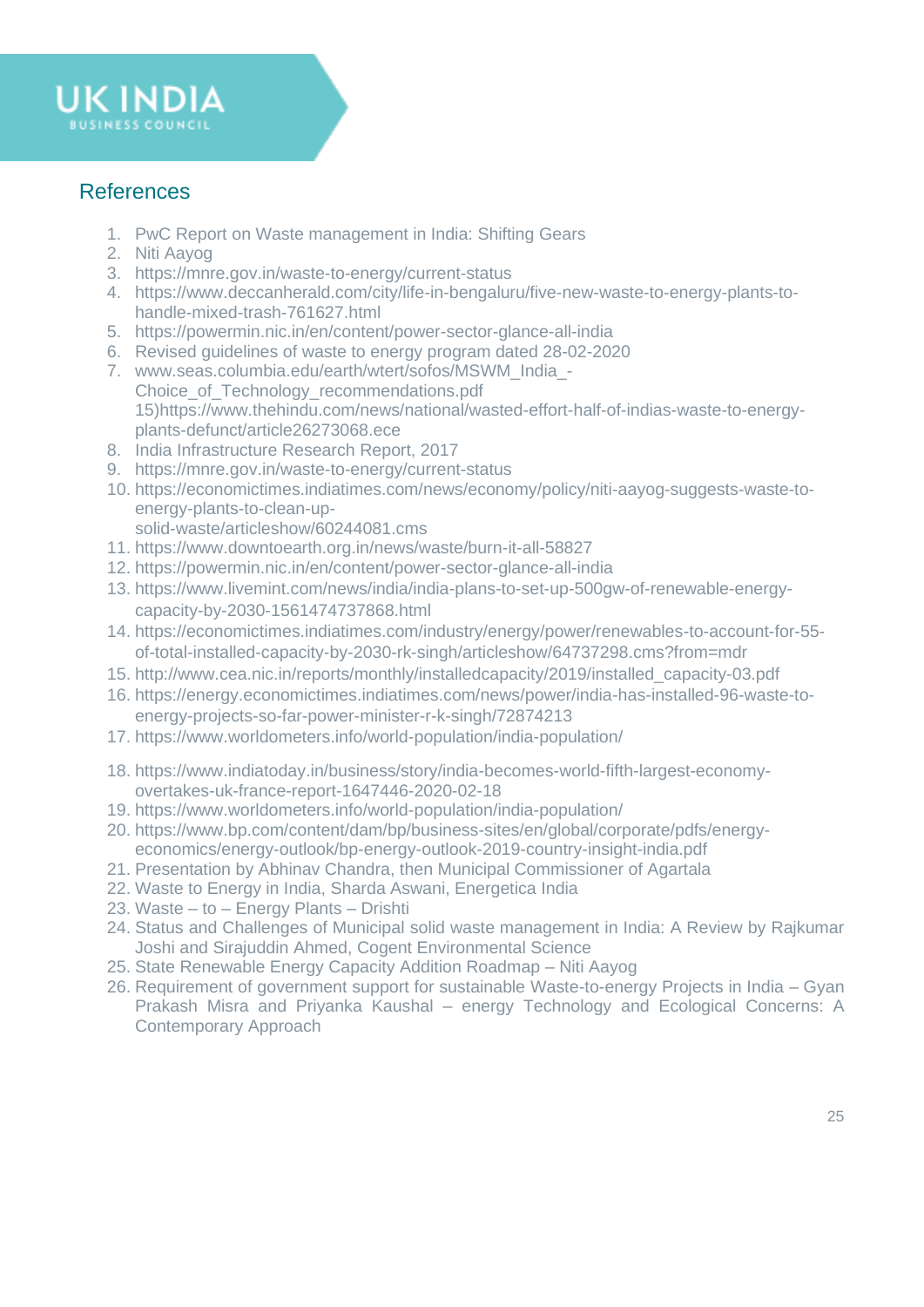## References

1. PwC Report on Waste management in India: Shifting Gears
2. Niti Aayog
3. https://mnre.gov.in/waste-to-energy/current-status
4. https://www.deccanherald.com/city/life-in-bengaluru/five-new-waste-to-energy-plants-to-handle-mixed-trash-761627.html
5. https://powermin.nic.in/en/content/power-sector-glance-all-india
6. Revised guidelines of waste to energy program dated 28-02-2020
7. www.seas.columbia.edu/earth/wtert/sofos/MSWM_India_-Choice_of_Technology_recommendations.pdf 15)https://www.thehindu.com/news/national/wasted-effort-half-of-indias-waste-to-energy-plants-defunct/article26273068.ece
8. India Infrastructure Research Report, 2017
9. https://mnre.gov.in/waste-to-energy/current-status
10. https://economictimes.indiatimes.com/news/economy/policy/niti-aayog-suggests-waste-to-energy-plants-to-clean-up-solid-waste/articleshow/60244081.cms
11. https://www.downtoearth.org.in/news/waste/burn-it-all-58827
12. https://powermin.nic.in/en/content/power-sector-glance-all-india
13. https://www.livemint.com/news/india/india-plans-to-set-up-500gw-of-renewable-energy-capacity-by-2030-1561474737868.html
14. https://economictimes.indiatimes.com/industry/energy/power/renewables-to-account-for-55-of-total-installed-capacity-by-2030-rk-singh/articleshow/64737298.cms?from=mdr
15. http://www.cea.nic.in/reports/monthly/installedcapacity/2019/installed_capacity-03.pdf
16. https://energy.economictimes.indiatimes.com/news/power/india-has-installed-96-waste-to-energy-projects-so-far-power-minister-r-k-singh/72874213
17. https://www.worldometers.info/world-population/india-population/
18. https://www.indiatoday.in/business/story/india-becomes-world-fifth-largest-economy-overtakes-uk-france-report-1647446-2020-02-18
19. https://www.worldometers.info/world-population/india-population/
20. https://www.bp.com/content/dam/bp/business-sites/en/global/corporate/pdfs/energy-economics/energy-outlook/bp-energy-outlook-2019-country-insight-india.pdf
21. Presentation by Abhinav Chandra, then Municipal Commissioner of Agartala
22. Waste to Energy in India, Sharda Aswani, Energetica India
23. Waste – to – Energy Plants – Drishti
24. Status and Challenges of Municipal solid waste management in India: A Review by Rajkumar Joshi and Sirajuddin Ahmed, Cogent Environmental Science
25. State Renewable Energy Capacity Addition Roadmap – Niti Aayog
26. Requirement of government support for sustainable Waste-to-energy Projects in India – Gyan Prakash Misra and Priyanka Kaushal – energy Technology and Ecological Concerns: A Contemporary Approach